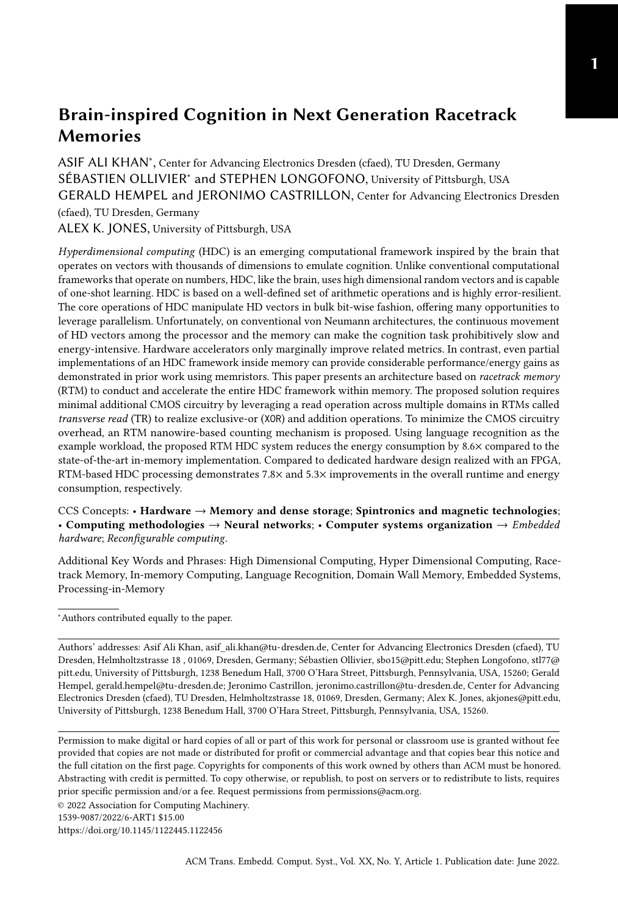# Brain-inspired Cognition in Next Generation Racetrack Memories

ASIF ALI KHAN*, Center for Advancing Electronics Dresden (cfaed), TU Dresden, Germany
SÉBASTIEN OLLIVIER* and STEPHEN LONGOFONO, University of Pittsburgh, USA
GERALD HEMPEL and JERONIMO CASTRILLON, Center for Advancing Electronics Dresden (cfaed), TU Dresden, Germany
ALEX K. JONES, University of Pittsburgh, USA

*Hyperdimensional computing* (HDC) is an emerging computational framework inspired by the brain that operates on vectors with thousands of dimensions to emulate cognition. Unlike conventional computational frameworks that operate on numbers, HDC, like the brain, uses high dimensional random vectors and is capable of one-shot learning. HDC is based on a well-defined set of arithmetic operations and is highly error-resilient. The core operations of HDC manipulate HD vectors in bulk bit-wise fashion, offering many opportunities to leverage parallelism. Unfortunately, on conventional von Neumann architectures, the continuous movement of HD vectors among the processor and the memory can make the cognition task prohibitively slow and energy-intensive. Hardware accelerators only marginally improve related metrics. In contrast, even partial implementations of an HDC framework inside memory can provide considerable performance/energy gains as demonstrated in prior work using memristors. This paper presents an architecture based on *racetrack memory* (RTM) to conduct and accelerate the entire HDC framework within memory. The proposed solution requires minimal additional CMOS circuitry by leveraging a read operation across multiple domains in RTMs called *transverse read* (TR) to realize exclusive-or (XOR) and addition operations. To minimize the CMOS circuitry overhead, an RTM nanowire-based counting mechanism is proposed. Using language recognition as the example workload, the proposed RTM HDC system reduces the energy consumption by 8.6× compared to the state-of-the-art in-memory implementation. Compared to dedicated hardware design realized with an FPGA, RTM-based HDC processing demonstrates 7.8× and 5.3× improvements in the overall runtime and energy consumption, respectively.

CCS Concepts: • **Hardware → Memory and dense storage**; **Spintronics and magnetic technologies**; • **Computing methodologies → Neural networks**; • **Computer systems organization →** *Embedded hardware*; *Reconfigurable computing*.

Additional Key Words and Phrases: High Dimensional Computing, Hyper Dimensional Computing, Racetrack Memory, In-memory Computing, Language Recognition, Domain Wall Memory, Embedded Systems, Processing-in-Memory

*Authors contributed equally to the paper.

Authors' addresses: Asif Ali Khan, asif_ali.khan@tu-dresden.de, Center for Advancing Electronics Dresden (cfaed), TU Dresden, Helmholtzstrasse 18 , 01069, Dresden, Germany; Sébastien Ollivier, sbo15@pitt.edu; Stephen Longofono, stl77@pitt.edu, University of Pittsburgh, 1238 Benedum Hall, 3700 O'Hara Street, Pittsburgh, Pennsylvania, USA, 15260; Gerald Hempel, gerald.hempel@tu-dresden.de; Jeronimo Castrillon, jeronimo.castrillon@tu-dresden.de, Center for Advancing Electronics Dresden (cfaed), TU Dresden, Helmholtzstrasse 18, 01069, Dresden, Germany; Alex K. Jones, akjones@pitt.edu, University of Pittsburgh, 1238 Benedum Hall, 3700 O'Hara Street, Pittsburgh, Pennsylvania, USA, 15260.

Permission to make digital or hard copies of all or part of this work for personal or classroom use is granted without fee provided that copies are not made or distributed for profit or commercial advantage and that copies bear this notice and the full citation on the first page. Copyrights for components of this work owned by others than ACM must be honored. Abstracting with credit is permitted. To copy otherwise, or republish, to post on servers or to redistribute to lists, requires prior specific permission and/or a fee. Request permissions from permissions@acm.org.

© 2022 Association for Computing Machinery.
1539-9087/2022/6-ART1 $15.00
https://doi.org/10.1145/1122445.1122456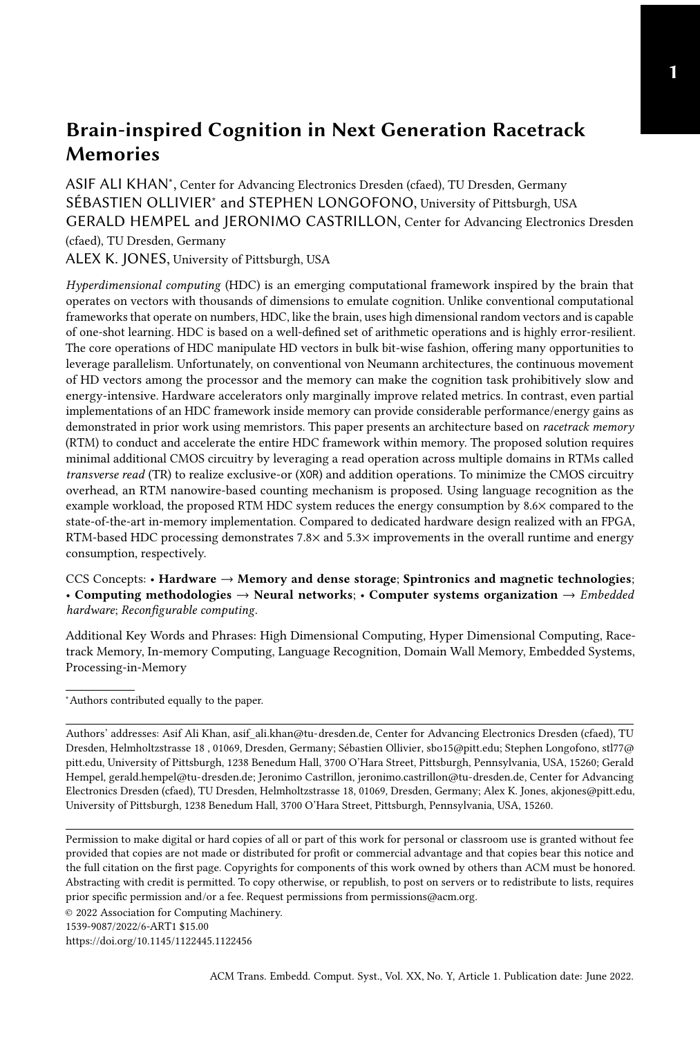# Brain-inspired Cognition in Next Generation Racetrack Memories

ASIF ALI KHAN*, Center for Advancing Electronics Dresden (cfaed), TU Dresden, Germany
SÉBASTIEN OLLIVIER* and STEPHEN LONGOFONO, University of Pittsburgh, USA
GERALD HEMPEL and JERONIMO CASTRILLON, Center for Advancing Electronics Dresden (cfaed), TU Dresden, Germany
ALEX K. JONES, University of Pittsburgh, USA

*Hyperdimensional computing* (HDC) is an emerging computational framework inspired by the brain that operates on vectors with thousands of dimensions to emulate cognition. Unlike conventional computational frameworks that operate on numbers, HDC, like the brain, uses high dimensional random vectors and is capable of one-shot learning. HDC is based on a well-defined set of arithmetic operations and is highly error-resilient. The core operations of HDC manipulate HD vectors in bulk bit-wise fashion, offering many opportunities to leverage parallelism. Unfortunately, on conventional von Neumann architectures, the continuous movement of HD vectors among the processor and the memory can make the cognition task prohibitively slow and energy-intensive. Hardware accelerators only marginally improve related metrics. In contrast, even partial implementations of an HDC framework inside memory can provide considerable performance/energy gains as demonstrated in prior work using memristors. This paper presents an architecture based on *racetrack memory* (RTM) to conduct and accelerate the entire HDC framework within memory. The proposed solution requires minimal additional CMOS circuitry by leveraging a read operation across multiple domains in RTMs called *transverse read* (TR) to realize exclusive-or (XOR) and addition operations. To minimize the CMOS circuitry overhead, an RTM nanowire-based counting mechanism is proposed. Using language recognition as the example workload, the proposed RTM HDC system reduces the energy consumption by 8.6× compared to the state-of-the-art in-memory implementation. Compared to dedicated hardware design realized with an FPGA, RTM-based HDC processing demonstrates 7.8× and 5.3× improvements in the overall runtime and energy consumption, respectively.

CCS Concepts: • **Hardware → Memory and dense storage**; **Spintronics and magnetic technologies**; • **Computing methodologies → Neural networks**; • **Computer systems organization →** *Embedded hardware*; *Reconfigurable computing*.

Additional Key Words and Phrases: High Dimensional Computing, Hyper Dimensional Computing, Racetrack Memory, In-memory Computing, Language Recognition, Domain Wall Memory, Embedded Systems, Processing-in-Memory

*Authors contributed equally to the paper.

Authors' addresses: Asif Ali Khan, asif_ali.khan@tu-dresden.de, Center for Advancing Electronics Dresden (cfaed), TU Dresden, Helmholtzstrasse 18 , 01069, Dresden, Germany; Sébastien Ollivier, sbo15@pitt.edu; Stephen Longofono, stl77@pitt.edu, University of Pittsburgh, 1238 Benedum Hall, 3700 O'Hara Street, Pittsburgh, Pennsylvania, USA, 15260; Gerald Hempel, gerald.hempel@tu-dresden.de; Jeronimo Castrillon, jeronimo.castrillon@tu-dresden.de, Center for Advancing Electronics Dresden (cfaed), TU Dresden, Helmholtzstrasse 18, 01069, Dresden, Germany; Alex K. Jones, akjones@pitt.edu, University of Pittsburgh, 1238 Benedum Hall, 3700 O'Hara Street, Pittsburgh, Pennsylvania, USA, 15260.

Permission to make digital or hard copies of all or part of this work for personal or classroom use is granted without fee provided that copies are not made or distributed for profit or commercial advantage and that copies bear this notice and the full citation on the first page. Copyrights for components of this work owned by others than ACM must be honored. Abstracting with credit is permitted. To copy otherwise, or republish, to post on servers or to redistribute to lists, requires prior specific permission and/or a fee. Request permissions from permissions@acm.org.

© 2022 Association for Computing Machinery.
1539-9087/2022/6-ART1 $15.00
https://doi.org/10.1145/1122445.1122456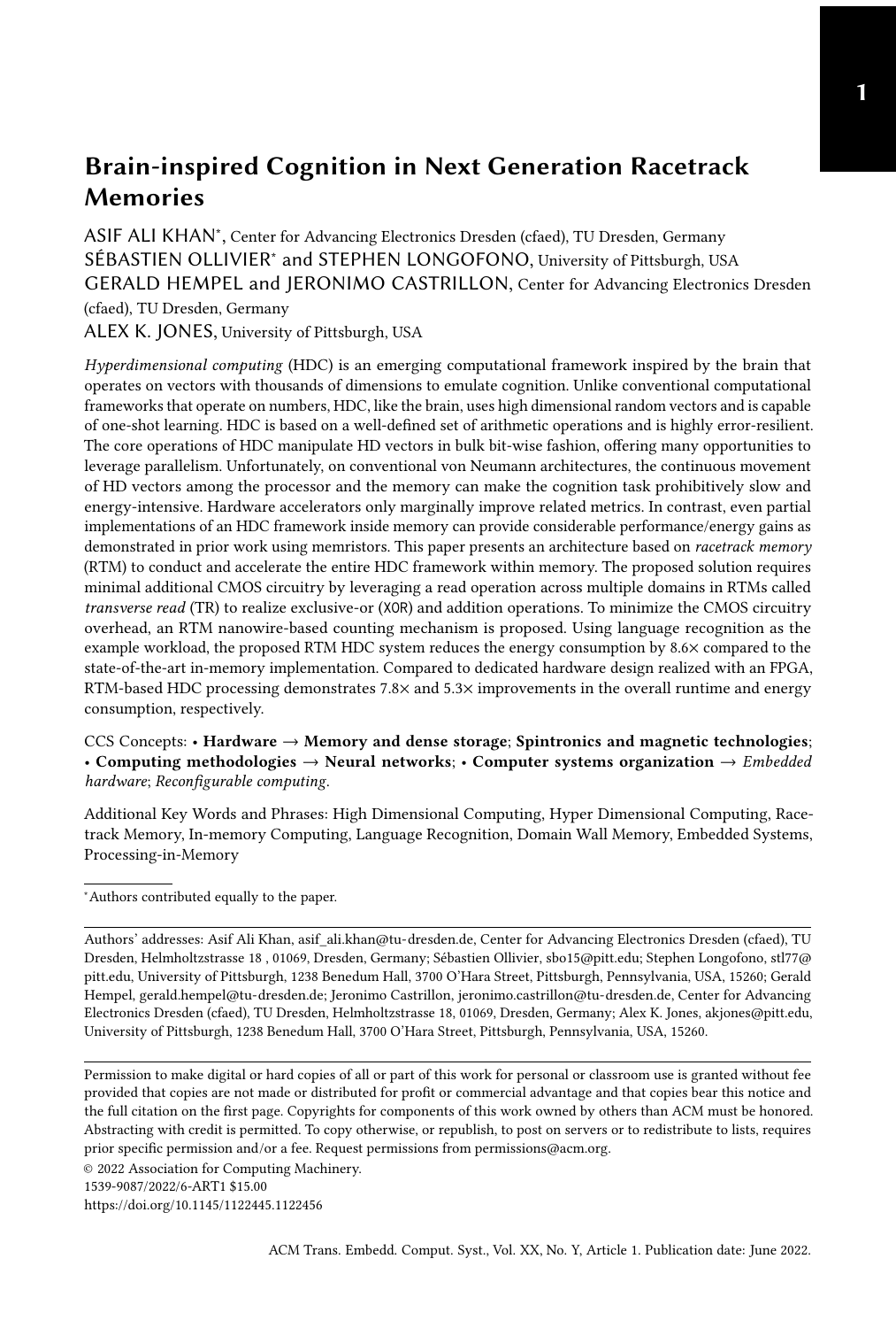# Brain-inspired Cognition in Next Generation Racetrack Memories

ASIF ALI KHAN*, Center for Advancing Electronics Dresden (cfaed), TU Dresden, Germany
SÉBASTIEN OLLIVIER* and STEPHEN LONGOFONO, University of Pittsburgh, USA
GERALD HEMPEL and JERONIMO CASTRILLON, Center for Advancing Electronics Dresden (cfaed), TU Dresden, Germany
ALEX K. JONES, University of Pittsburgh, USA

*Hyperdimensional computing* (HDC) is an emerging computational framework inspired by the brain that operates on vectors with thousands of dimensions to emulate cognition. Unlike conventional computational frameworks that operate on numbers, HDC, like the brain, uses high dimensional random vectors and is capable of one-shot learning. HDC is based on a well-defined set of arithmetic operations and is highly error-resilient. The core operations of HDC manipulate HD vectors in bulk bit-wise fashion, offering many opportunities to leverage parallelism. Unfortunately, on conventional von Neumann architectures, the continuous movement of HD vectors among the processor and the memory can make the cognition task prohibitively slow and energy-intensive. Hardware accelerators only marginally improve related metrics. In contrast, even partial implementations of an HDC framework inside memory can provide considerable performance/energy gains as demonstrated in prior work using memristors. This paper presents an architecture based on *racetrack memory* (RTM) to conduct and accelerate the entire HDC framework within memory. The proposed solution requires minimal additional CMOS circuitry by leveraging a read operation across multiple domains in RTMs called *transverse read* (TR) to realize exclusive-or (XOR) and addition operations. To minimize the CMOS circuitry overhead, an RTM nanowire-based counting mechanism is proposed. Using language recognition as the example workload, the proposed RTM HDC system reduces the energy consumption by 8.6× compared to the state-of-the-art in-memory implementation. Compared to dedicated hardware design realized with an FPGA, RTM-based HDC processing demonstrates 7.8× and 5.3× improvements in the overall runtime and energy consumption, respectively.

CCS Concepts: • **Hardware → Memory and dense storage**; **Spintronics and magnetic technologies**; • **Computing methodologies → Neural networks**; • **Computer systems organization →** *Embedded hardware*; *Reconfigurable computing*.

Additional Key Words and Phrases: High Dimensional Computing, Hyper Dimensional Computing, Racetrack Memory, In-memory Computing, Language Recognition, Domain Wall Memory, Embedded Systems, Processing-in-Memory

*Authors contributed equally to the paper.

Authors' addresses: Asif Ali Khan, asif_ali.khan@tu-dresden.de, Center for Advancing Electronics Dresden (cfaed), TU Dresden, Helmholtzstrasse 18 , 01069, Dresden, Germany; Sébastien Ollivier, sbo15@pitt.edu; Stephen Longofono, stl77@pitt.edu, University of Pittsburgh, 1238 Benedum Hall, 3700 O'Hara Street, Pittsburgh, Pennsylvania, USA, 15260; Gerald Hempel, gerald.hempel@tu-dresden.de; Jeronimo Castrillon, jeronimo.castrillon@tu-dresden.de, Center for Advancing Electronics Dresden (cfaed), TU Dresden, Helmholtzstrasse 18, 01069, Dresden, Germany; Alex K. Jones, akjones@pitt.edu, University of Pittsburgh, 1238 Benedum Hall, 3700 O'Hara Street, Pittsburgh, Pennsylvania, USA, 15260.

Permission to make digital or hard copies of all or part of this work for personal or classroom use is granted without fee provided that copies are not made or distributed for profit or commercial advantage and that copies bear this notice and the full citation on the first page. Copyrights for components of this work owned by others than ACM must be honored. Abstracting with credit is permitted. To copy otherwise, or republish, to post on servers or to redistribute to lists, requires prior specific permission and/or a fee. Request permissions from permissions@acm.org.

© 2022 Association for Computing Machinery.
1539-9087/2022/6-ART1 $15.00
https://doi.org/10.1145/1122445.1122456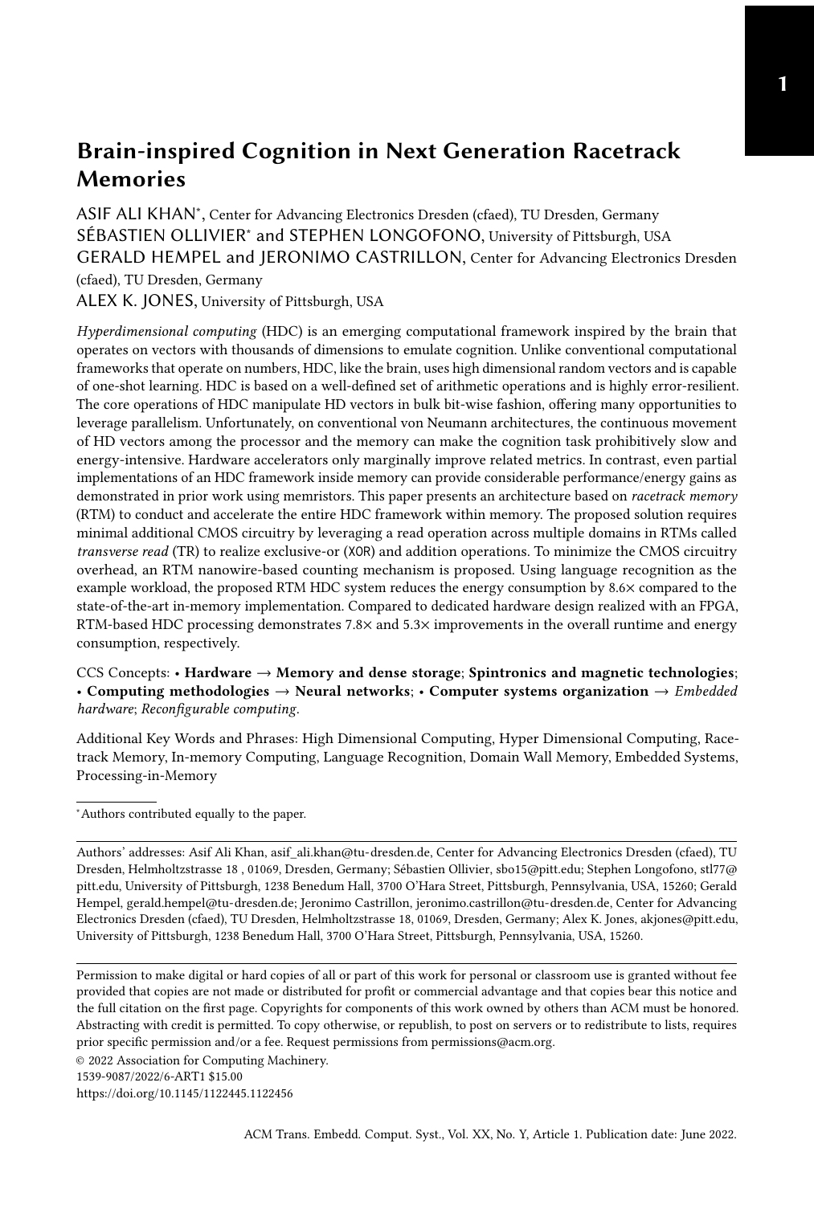# Brain-inspired Cognition in Next Generation Racetrack Memories

ASIF ALI KHAN*, Center for Advancing Electronics Dresden (cfaed), TU Dresden, Germany

SÉBASTIEN OLLIVIER* and STEPHEN LONGOFONO, University of Pittsburgh, USA

GERALD HEMPEL and JERONIMO CASTRILLON, Center for Advancing Electronics Dresden (cfaed), TU Dresden, Germany

ALEX K. JONES, University of Pittsburgh, USA

*Hyperdimensional computing* (HDC) is an emerging computational framework inspired by the brain that operates on vectors with thousands of dimensions to emulate cognition. Unlike conventional computational frameworks that operate on numbers, HDC, like the brain, uses high dimensional random vectors and is capable of one-shot learning. HDC is based on a well-defined set of arithmetic operations and is highly error-resilient. The core operations of HDC manipulate HD vectors in bulk bit-wise fashion, offering many opportunities to leverage parallelism. Unfortunately, on conventional von Neumann architectures, the continuous movement of HD vectors among the processor and the memory can make the cognition task prohibitively slow and energy-intensive. Hardware accelerators only marginally improve related metrics. In contrast, even partial implementations of an HDC framework inside memory can provide considerable performance/energy gains as demonstrated in prior work using memristors. This paper presents an architecture based on *racetrack memory* (RTM) to conduct and accelerate the entire HDC framework within memory. The proposed solution requires minimal additional CMOS circuitry by leveraging a read operation across multiple domains in RTMs called *transverse read* (TR) to realize exclusive-or (XOR) and addition operations. To minimize the CMOS circuitry overhead, an RTM nanowire-based counting mechanism is proposed. Using language recognition as the example workload, the proposed RTM HDC system reduces the energy consumption by 8.6× compared to the state-of-the-art in-memory implementation. Compared to dedicated hardware design realized with an FPGA, RTM-based HDC processing demonstrates 7.8× and 5.3× improvements in the overall runtime and energy consumption, respectively.

CCS Concepts: • **Hardware → Memory and dense storage**; **Spintronics and magnetic technologies**; • **Computing methodologies → Neural networks**; • **Computer systems organization →** *Embedded hardware*; *Reconfigurable computing*.

Additional Key Words and Phrases: High Dimensional Computing, Hyper Dimensional Computing, Racetrack Memory, In-memory Computing, Language Recognition, Domain Wall Memory, Embedded Systems, Processing-in-Memory

*Authors contributed equally to the paper.

Authors' addresses: Asif Ali Khan, asif_ali.khan@tu-dresden.de, Center for Advancing Electronics Dresden (cfaed), TU Dresden, Helmholtzstrasse 18 , 01069, Dresden, Germany; Sébastien Ollivier, sbo15@pitt.edu; Stephen Longofono, stl77@pitt.edu, University of Pittsburgh, 1238 Benedum Hall, 3700 O'Hara Street, Pittsburgh, Pennsylvania, USA, 15260; Gerald Hempel, gerald.hempel@tu-dresden.de; Jeronimo Castrillon, jeronimo.castrillon@tu-dresden.de, Center for Advancing Electronics Dresden (cfaed), TU Dresden, Helmholtzstrasse 18, 01069, Dresden, Germany; Alex K. Jones, akjones@pitt.edu, University of Pittsburgh, 1238 Benedum Hall, 3700 O'Hara Street, Pittsburgh, Pennsylvania, USA, 15260.

Permission to make digital or hard copies of all or part of this work for personal or classroom use is granted without fee provided that copies are not made or distributed for profit or commercial advantage and that copies bear this notice and the full citation on the first page. Copyrights for components of this work owned by others than ACM must be honored. Abstracting with credit is permitted. To copy otherwise, or republish, to post on servers or to redistribute to lists, requires prior specific permission and/or a fee. Request permissions from permissions@acm.org.

© 2022 Association for Computing Machinery.

1539-9087/2022/6-ART1 $15.00

https://doi.org/10.1145/1122445.1122456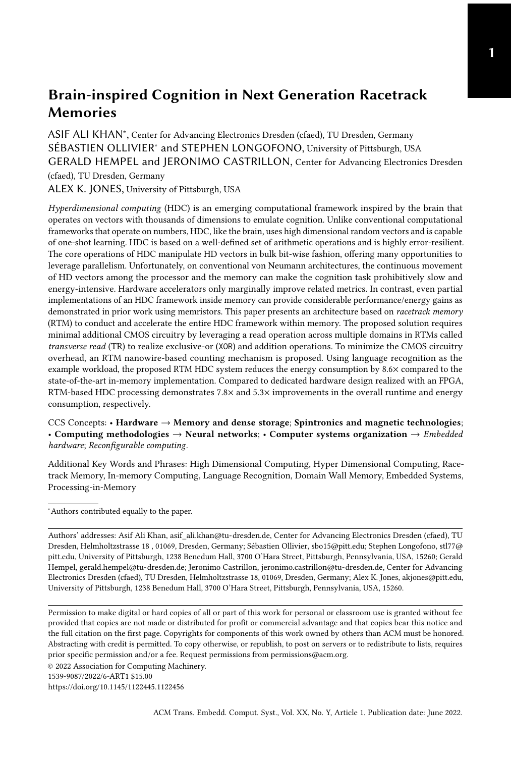# Brain-inspired Cognition in Next Generation Racetrack Memories

ASIF ALI KHAN*, Center for Advancing Electronics Dresden (cfaed), TU Dresden, Germany
SÉBASTIEN OLLIVIER* and STEPHEN LONGOFONO, University of Pittsburgh, USA
GERALD HEMPEL and JERONIMO CASTRILLON, Center for Advancing Electronics Dresden (cfaed), TU Dresden, Germany
ALEX K. JONES, University of Pittsburgh, USA

*Hyperdimensional computing* (HDC) is an emerging computational framework inspired by the brain that operates on vectors with thousands of dimensions to emulate cognition. Unlike conventional computational frameworks that operate on numbers, HDC, like the brain, uses high dimensional random vectors and is capable of one-shot learning. HDC is based on a well-defined set of arithmetic operations and is highly error-resilient. The core operations of HDC manipulate HD vectors in bulk bit-wise fashion, offering many opportunities to leverage parallelism. Unfortunately, on conventional von Neumann architectures, the continuous movement of HD vectors among the processor and the memory can make the cognition task prohibitively slow and energy-intensive. Hardware accelerators only marginally improve related metrics. In contrast, even partial implementations of an HDC framework inside memory can provide considerable performance/energy gains as demonstrated in prior work using memristors. This paper presents an architecture based on *racetrack memory* (RTM) to conduct and accelerate the entire HDC framework within memory. The proposed solution requires minimal additional CMOS circuitry by leveraging a read operation across multiple domains in RTMs called *transverse read* (TR) to realize exclusive-or (XOR) and addition operations. To minimize the CMOS circuitry overhead, an RTM nanowire-based counting mechanism is proposed. Using language recognition as the example workload, the proposed RTM HDC system reduces the energy consumption by 8.6× compared to the state-of-the-art in-memory implementation. Compared to dedicated hardware design realized with an FPGA, RTM-based HDC processing demonstrates 7.8× and 5.3× improvements in the overall runtime and energy consumption, respectively.

CCS Concepts: • **Hardware → Memory and dense storage**; **Spintronics and magnetic technologies**; • **Computing methodologies → Neural networks**; • **Computer systems organization →** *Embedded hardware*; *Reconfigurable computing*.

Additional Key Words and Phrases: High Dimensional Computing, Hyper Dimensional Computing, Racetrack Memory, In-memory Computing, Language Recognition, Domain Wall Memory, Embedded Systems, Processing-in-Memory

*Authors contributed equally to the paper.

Authors' addresses: Asif Ali Khan, asif_ali.khan@tu-dresden.de, Center for Advancing Electronics Dresden (cfaed), TU Dresden, Helmholtzstrasse 18 , 01069, Dresden, Germany; Sébastien Ollivier, sbo15@pitt.edu; Stephen Longofono, stl77@pitt.edu, University of Pittsburgh, 1238 Benedum Hall, 3700 O'Hara Street, Pittsburgh, Pennsylvania, USA, 15260; Gerald Hempel, gerald.hempel@tu-dresden.de; Jeronimo Castrillon, jeronimo.castrillon@tu-dresden.de, Center for Advancing Electronics Dresden (cfaed), TU Dresden, Helmholtzstrasse 18, 01069, Dresden, Germany; Alex K. Jones, akjones@pitt.edu, University of Pittsburgh, 1238 Benedum Hall, 3700 O'Hara Street, Pittsburgh, Pennsylvania, USA, 15260.

Permission to make digital or hard copies of all or part of this work for personal or classroom use is granted without fee provided that copies are not made or distributed for profit or commercial advantage and that copies bear this notice and the full citation on the first page. Copyrights for components of this work owned by others than ACM must be honored. Abstracting with credit is permitted. To copy otherwise, or republish, to post on servers or to redistribute to lists, requires prior specific permission and/or a fee. Request permissions from permissions@acm.org.

© 2022 Association for Computing Machinery.
1539-9087/2022/6-ART1 $15.00
https://doi.org/10.1145/1122445.1122456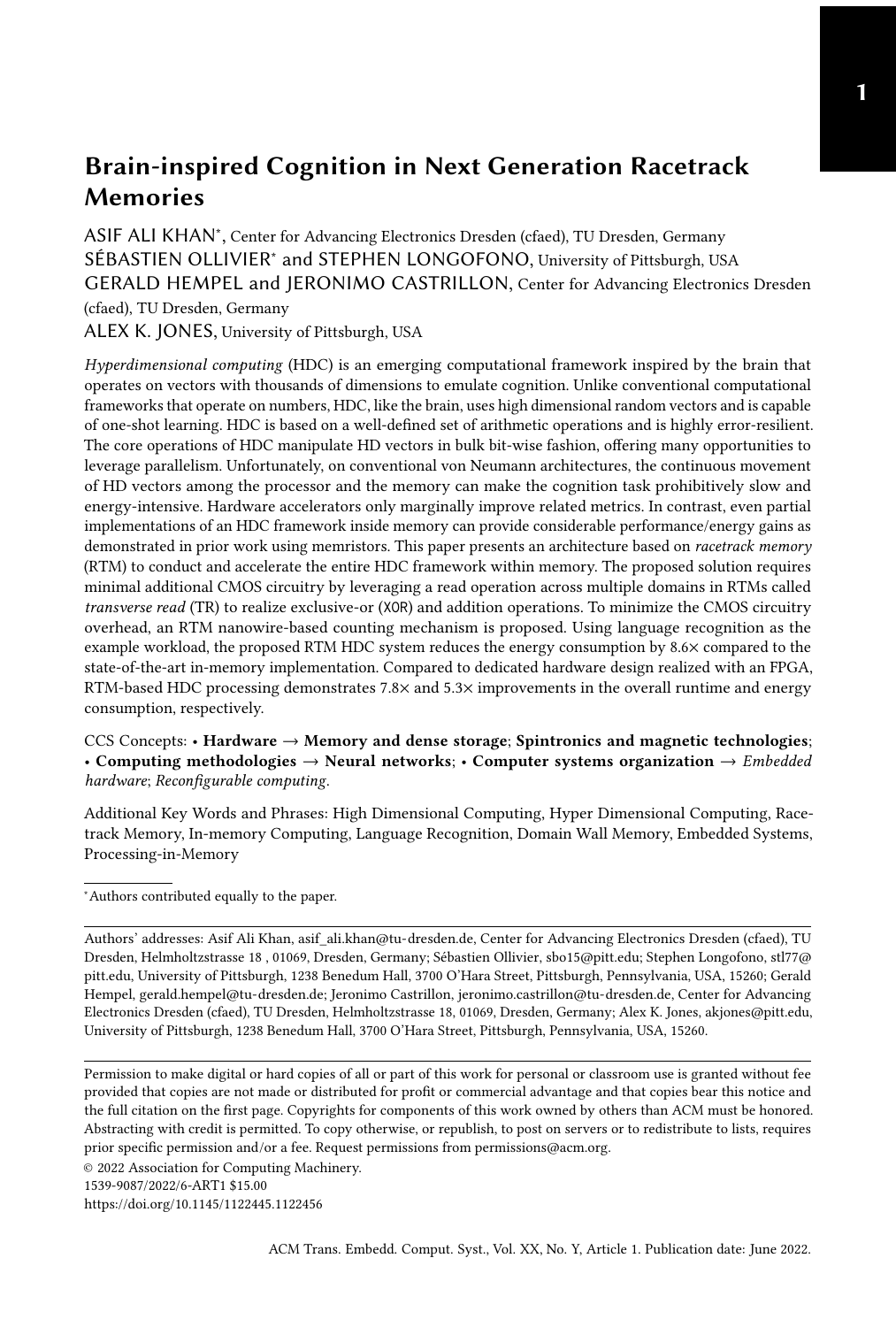# Brain-inspired Cognition in Next Generation Racetrack Memories

ASIF ALI KHAN*, Center for Advancing Electronics Dresden (cfaed), TU Dresden, Germany
SÉBASTIEN OLLIVIER* and STEPHEN LONGOFONO, University of Pittsburgh, USA
GERALD HEMPEL and JERONIMO CASTRILLON, Center for Advancing Electronics Dresden (cfaed), TU Dresden, Germany
ALEX K. JONES, University of Pittsburgh, USA

*Hyperdimensional computing* (HDC) is an emerging computational framework inspired by the brain that operates on vectors with thousands of dimensions to emulate cognition. Unlike conventional computational frameworks that operate on numbers, HDC, like the brain, uses high dimensional random vectors and is capable of one-shot learning. HDC is based on a well-defined set of arithmetic operations and is highly error-resilient. The core operations of HDC manipulate HD vectors in bulk bit-wise fashion, offering many opportunities to leverage parallelism. Unfortunately, on conventional von Neumann architectures, the continuous movement of HD vectors among the processor and the memory can make the cognition task prohibitively slow and energy-intensive. Hardware accelerators only marginally improve related metrics. In contrast, even partial implementations of an HDC framework inside memory can provide considerable performance/energy gains as demonstrated in prior work using memristors. This paper presents an architecture based on *racetrack memory* (RTM) to conduct and accelerate the entire HDC framework within memory. The proposed solution requires minimal additional CMOS circuitry by leveraging a read operation across multiple domains in RTMs called *transverse read* (TR) to realize exclusive-or (XOR) and addition operations. To minimize the CMOS circuitry overhead, an RTM nanowire-based counting mechanism is proposed. Using language recognition as the example workload, the proposed RTM HDC system reduces the energy consumption by 8.6× compared to the state-of-the-art in-memory implementation. Compared to dedicated hardware design realized with an FPGA, RTM-based HDC processing demonstrates 7.8× and 5.3× improvements in the overall runtime and energy consumption, respectively.

CCS Concepts: • **Hardware → Memory and dense storage**; **Spintronics and magnetic technologies**; • **Computing methodologies → Neural networks**; • **Computer systems organization →** *Embedded hardware*; *Reconfigurable computing*.

Additional Key Words and Phrases: High Dimensional Computing, Hyper Dimensional Computing, Racetrack Memory, In-memory Computing, Language Recognition, Domain Wall Memory, Embedded Systems, Processing-in-Memory

*Authors contributed equally to the paper.

Authors' addresses: Asif Ali Khan, asif_ali.khan@tu-dresden.de, Center for Advancing Electronics Dresden (cfaed), TU Dresden, Helmholtzstrasse 18 , 01069, Dresden, Germany; Sébastien Ollivier, sbo15@pitt.edu; Stephen Longofono, stl77@pitt.edu, University of Pittsburgh, 1238 Benedum Hall, 3700 O'Hara Street, Pittsburgh, Pennsylvania, USA, 15260; Gerald Hempel, gerald.hempel@tu-dresden.de; Jeronimo Castrillon, jeronimo.castrillon@tu-dresden.de, Center for Advancing Electronics Dresden (cfaed), TU Dresden, Helmholtzstrasse 18, 01069, Dresden, Germany; Alex K. Jones, akjones@pitt.edu, University of Pittsburgh, 1238 Benedum Hall, 3700 O'Hara Street, Pittsburgh, Pennsylvania, USA, 15260.

Permission to make digital or hard copies of all or part of this work for personal or classroom use is granted without fee provided that copies are not made or distributed for profit or commercial advantage and that copies bear this notice and the full citation on the first page. Copyrights for components of this work owned by others than ACM must be honored. Abstracting with credit is permitted. To copy otherwise, or republish, to post on servers or to redistribute to lists, requires prior specific permission and/or a fee. Request permissions from permissions@acm.org.

© 2022 Association for Computing Machinery.
1539-9087/2022/6-ART1 $15.00
https://doi.org/10.1145/1122445.1122456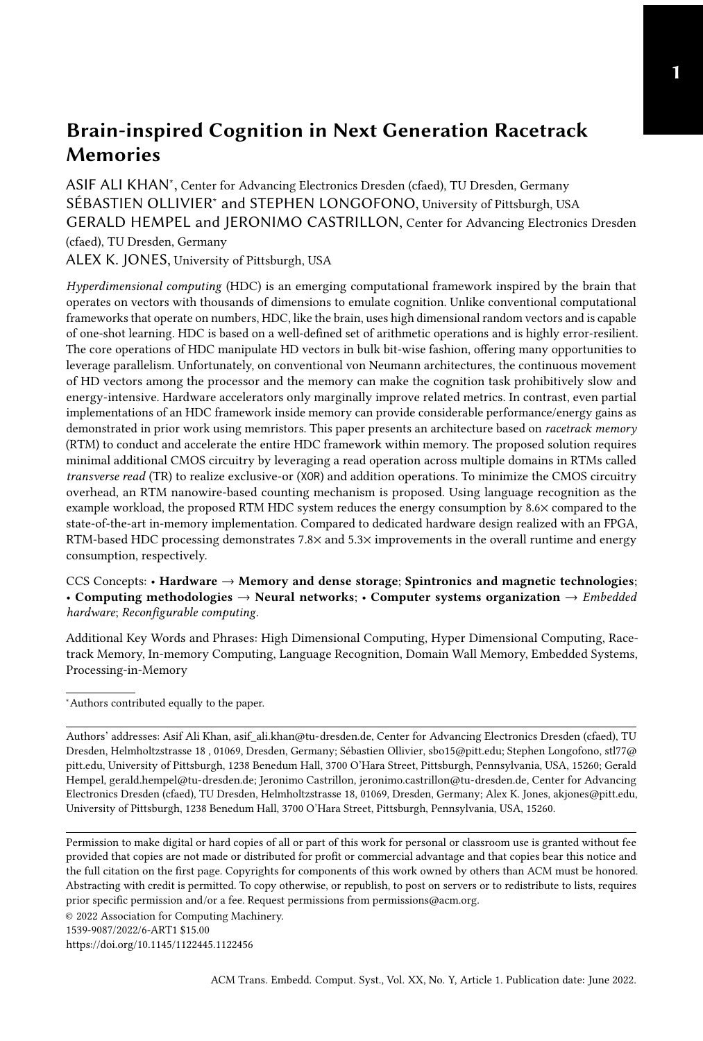# Brain-inspired Cognition in Next Generation Racetrack Memories

ASIF ALI KHAN*, Center for Advancing Electronics Dresden (cfaed), TU Dresden, Germany

SÉBASTIEN OLLIVIER* and STEPHEN LONGOFONO, University of Pittsburgh, USA

GERALD HEMPEL and JERONIMO CASTRILLON, Center for Advancing Electronics Dresden (cfaed), TU Dresden, Germany

ALEX K. JONES, University of Pittsburgh, USA

*Hyperdimensional computing* (HDC) is an emerging computational framework inspired by the brain that operates on vectors with thousands of dimensions to emulate cognition. Unlike conventional computational frameworks that operate on numbers, HDC, like the brain, uses high dimensional random vectors and is capable of one-shot learning. HDC is based on a well-defined set of arithmetic operations and is highly error-resilient. The core operations of HDC manipulate HD vectors in bulk bit-wise fashion, offering many opportunities to leverage parallelism. Unfortunately, on conventional von Neumann architectures, the continuous movement of HD vectors among the processor and the memory can make the cognition task prohibitively slow and energy-intensive. Hardware accelerators only marginally improve related metrics. In contrast, even partial implementations of an HDC framework inside memory can provide considerable performance/energy gains as demonstrated in prior work using memristors. This paper presents an architecture based on *racetrack memory* (RTM) to conduct and accelerate the entire HDC framework within memory. The proposed solution requires minimal additional CMOS circuitry by leveraging a read operation across multiple domains in RTMs called *transverse read* (TR) to realize exclusive-or (XOR) and addition operations. To minimize the CMOS circuitry overhead, an RTM nanowire-based counting mechanism is proposed. Using language recognition as the example workload, the proposed RTM HDC system reduces the energy consumption by 8.6× compared to the state-of-the-art in-memory implementation. Compared to dedicated hardware design realized with an FPGA, RTM-based HDC processing demonstrates 7.8× and 5.3× improvements in the overall runtime and energy consumption, respectively.

CCS Concepts: • **Hardware → Memory and dense storage**; **Spintronics and magnetic technologies**; • **Computing methodologies → Neural networks**; • **Computer systems organization →** *Embedded hardware*; *Reconfigurable computing*.

Additional Key Words and Phrases: High Dimensional Computing, Hyper Dimensional Computing, Racetrack Memory, In-memory Computing, Language Recognition, Domain Wall Memory, Embedded Systems, Processing-in-Memory

*Authors contributed equally to the paper.

Authors' addresses: Asif Ali Khan, asif_ali.khan@tu-dresden.de, Center for Advancing Electronics Dresden (cfaed), TU Dresden, Helmholtzstrasse 18 , 01069, Dresden, Germany; Sébastien Ollivier, sbo15@pitt.edu; Stephen Longofono, stl77@pitt.edu, University of Pittsburgh, 1238 Benedum Hall, 3700 O'Hara Street, Pittsburgh, Pennsylvania, USA, 15260; Gerald Hempel, gerald.hempel@tu-dresden.de; Jeronimo Castrillon, jeronimo.castrillon@tu-dresden.de, Center for Advancing Electronics Dresden (cfaed), TU Dresden, Helmholtzstrasse 18, 01069, Dresden, Germany; Alex K. Jones, akjones@pitt.edu, University of Pittsburgh, 1238 Benedum Hall, 3700 O'Hara Street, Pittsburgh, Pennsylvania, USA, 15260.

Permission to make digital or hard copies of all or part of this work for personal or classroom use is granted without fee provided that copies are not made or distributed for profit or commercial advantage and that copies bear this notice and the full citation on the first page. Copyrights for components of this work owned by others than ACM must be honored. Abstracting with credit is permitted. To copy otherwise, or republish, to post on servers or to redistribute to lists, requires prior specific permission and/or a fee. Request permissions from permissions@acm.org.

© 2022 Association for Computing Machinery.
1539-9087/2022/6-ART1 $15.00
https://doi.org/10.1145/1122445.1122456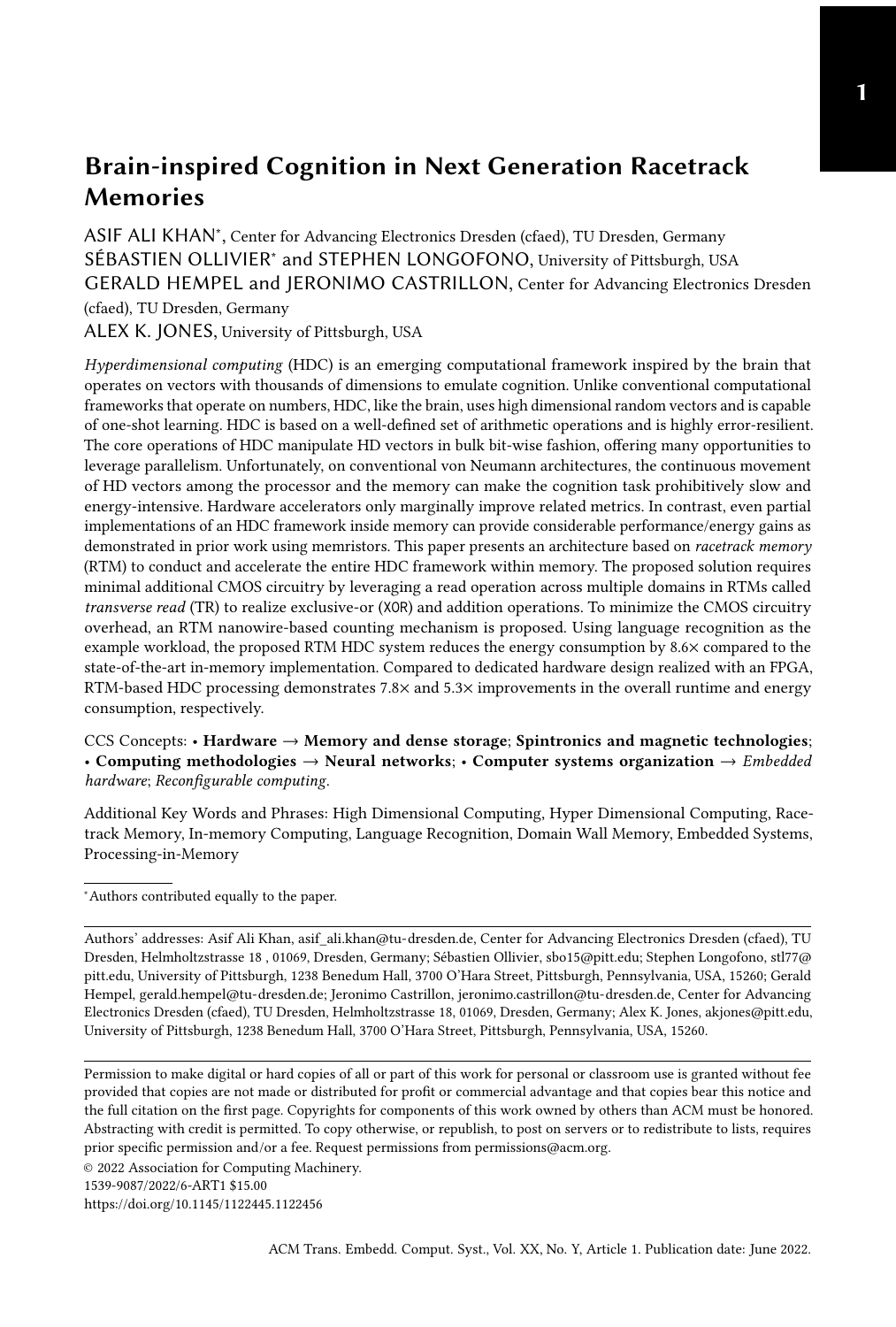# Brain-inspired Cognition in Next Generation Racetrack Memories

ASIF ALI KHAN[*], Center for Advancing Electronics Dresden (cfaed), TU Dresden, Germany
SÉBASTIEN OLLIVIER[*] and STEPHEN LONGOFONO, University of Pittsburgh, USA
GERALD HEMPEL and JERONIMO CASTRILLON, Center for Advancing Electronics Dresden (cfaed), TU Dresden, Germany
ALEX K. JONES, University of Pittsburgh, USA

*Hyperdimensional computing* (HDC) is an emerging computational framework inspired by the brain that operates on vectors with thousands of dimensions to emulate cognition. Unlike conventional computational frameworks that operate on numbers, HDC, like the brain, uses high dimensional random vectors and is capable of one-shot learning. HDC is based on a well-defined set of arithmetic operations and is highly error-resilient. The core operations of HDC manipulate HD vectors in bulk bit-wise fashion, offering many opportunities to leverage parallelism. Unfortunately, on conventional von Neumann architectures, the continuous movement of HD vectors among the processor and the memory can make the cognition task prohibitively slow and energy-intensive. Hardware accelerators only marginally improve related metrics. In contrast, even partial implementations of an HDC framework inside memory can provide considerable performance/energy gains as demonstrated in prior work using memristors. This paper presents an architecture based on *racetrack memory* (RTM) to conduct and accelerate the entire HDC framework within memory. The proposed solution requires minimal additional CMOS circuitry by leveraging a read operation across multiple domains in RTMs called *transverse read* (TR) to realize exclusive-or (XOR) and addition operations. To minimize the CMOS circuitry overhead, an RTM nanowire-based counting mechanism is proposed. Using language recognition as the example workload, the proposed RTM HDC system reduces the energy consumption by 8.6× compared to the state-of-the-art in-memory implementation. Compared to dedicated hardware design realized with an FPGA, RTM-based HDC processing demonstrates 7.8× and 5.3× improvements in the overall runtime and energy consumption, respectively.

CCS Concepts: • **Hardware → Memory and dense storage**; **Spintronics and magnetic technologies**; • **Computing methodologies → Neural networks**; • **Computer systems organization →** *Embedded hardware*; *Reconfigurable computing*.

Additional Key Words and Phrases: High Dimensional Computing, Hyper Dimensional Computing, Racetrack Memory, In-memory Computing, Language Recognition, Domain Wall Memory, Embedded Systems, Processing-in-Memory

[*]Authors contributed equally to the paper.

Authors' addresses: Asif Ali Khan, asif_ali.khan@tu-dresden.de, Center for Advancing Electronics Dresden (cfaed), TU Dresden, Helmholtzstrasse 18 , 01069, Dresden, Germany; Sébastien Ollivier, sbo15@pitt.edu; Stephen Longofono, stl77@pitt.edu, University of Pittsburgh, 1238 Benedum Hall, 3700 O'Hara Street, Pittsburgh, Pennsylvania, USA, 15260; Gerald Hempel, gerald.hempel@tu-dresden.de; Jeronimo Castrillon, jeronimo.castrillon@tu-dresden.de, Center for Advancing Electronics Dresden (cfaed), TU Dresden, Helmholtzstrasse 18, 01069, Dresden, Germany; Alex K. Jones, akjones@pitt.edu, University of Pittsburgh, 1238 Benedum Hall, 3700 O'Hara Street, Pittsburgh, Pennsylvania, USA, 15260.

Permission to make digital or hard copies of all or part of this work for personal or classroom use is granted without fee provided that copies are not made or distributed for profit or commercial advantage and that copies bear this notice and the full citation on the first page. Copyrights for components of this work owned by others than ACM must be honored. Abstracting with credit is permitted. To copy otherwise, or republish, to post on servers or to redistribute to lists, requires prior specific permission and/or a fee. Request permissions from permissions@acm.org.

© 2022 Association for Computing Machinery.
1539-9087/2022/6-ART1 $15.00
https://doi.org/10.1145/1122445.1122456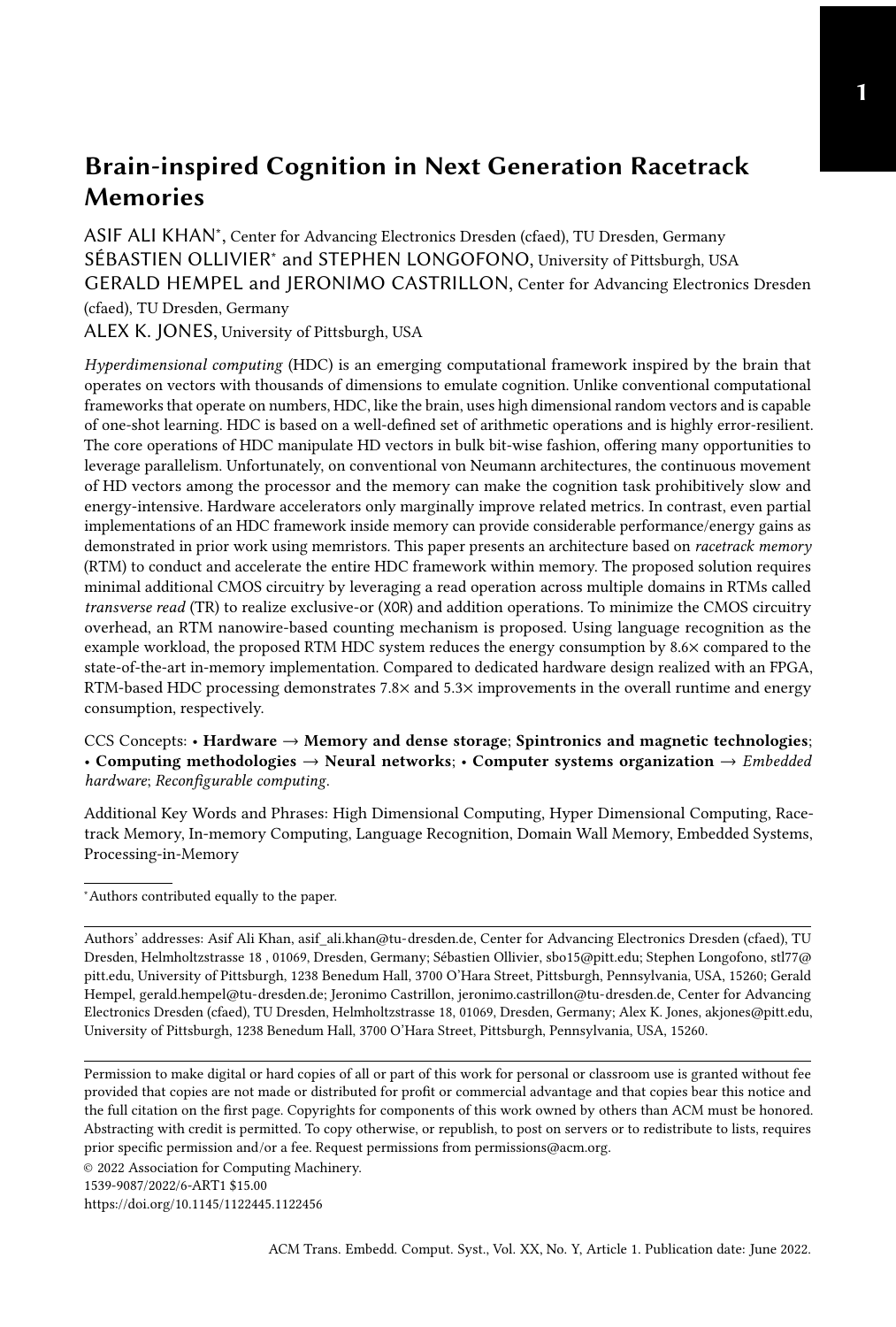# Brain-inspired Cognition in Next Generation Racetrack Memories

ASIF ALI KHAN*, Center for Advancing Electronics Dresden (cfaed), TU Dresden, Germany
SÉBASTIEN OLLIVIER* and STEPHEN LONGOFONO, University of Pittsburgh, USA
GERALD HEMPEL and JERONIMO CASTRILLON, Center for Advancing Electronics Dresden (cfaed), TU Dresden, Germany
ALEX K. JONES, University of Pittsburgh, USA

*Hyperdimensional computing* (HDC) is an emerging computational framework inspired by the brain that operates on vectors with thousands of dimensions to emulate cognition. Unlike conventional computational frameworks that operate on numbers, HDC, like the brain, uses high dimensional random vectors and is capable of one-shot learning. HDC is based on a well-defined set of arithmetic operations and is highly error-resilient. The core operations of HDC manipulate HD vectors in bulk bit-wise fashion, offering many opportunities to leverage parallelism. Unfortunately, on conventional von Neumann architectures, the continuous movement of HD vectors among the processor and the memory can make the cognition task prohibitively slow and energy-intensive. Hardware accelerators only marginally improve related metrics. In contrast, even partial implementations of an HDC framework inside memory can provide considerable performance/energy gains as demonstrated in prior work using memristors. This paper presents an architecture based on *racetrack memory* (RTM) to conduct and accelerate the entire HDC framework within memory. The proposed solution requires minimal additional CMOS circuitry by leveraging a read operation across multiple domains in RTMs called *transverse read* (TR) to realize exclusive-or (XOR) and addition operations. To minimize the CMOS circuitry overhead, an RTM nanowire-based counting mechanism is proposed. Using language recognition as the example workload, the proposed RTM HDC system reduces the energy consumption by 8.6× compared to the state-of-the-art in-memory implementation. Compared to dedicated hardware design realized with an FPGA, RTM-based HDC processing demonstrates 7.8× and 5.3× improvements in the overall runtime and energy consumption, respectively.

CCS Concepts: • **Hardware → Memory and dense storage**; **Spintronics and magnetic technologies**; • **Computing methodologies → Neural networks**; • **Computer systems organization →** *Embedded hardware*; *Reconfigurable computing*.

Additional Key Words and Phrases: High Dimensional Computing, Hyper Dimensional Computing, Racetrack Memory, In-memory Computing, Language Recognition, Domain Wall Memory, Embedded Systems, Processing-in-Memory

*Authors contributed equally to the paper.

Authors' addresses: Asif Ali Khan, asif_ali.khan@tu-dresden.de, Center for Advancing Electronics Dresden (cfaed), TU Dresden, Helmholtzstrasse 18 , 01069, Dresden, Germany; Sébastien Ollivier, sbo15@pitt.edu; Stephen Longofono, stl77@pitt.edu, University of Pittsburgh, 1238 Benedum Hall, 3700 O'Hara Street, Pittsburgh, Pennsylvania, USA, 15260; Gerald Hempel, gerald.hempel@tu-dresden.de; Jeronimo Castrillon, jeronimo.castrillon@tu-dresden.de, Center for Advancing Electronics Dresden (cfaed), TU Dresden, Helmholtzstrasse 18, 01069, Dresden, Germany; Alex K. Jones, akjones@pitt.edu, University of Pittsburgh, 1238 Benedum Hall, 3700 O'Hara Street, Pittsburgh, Pennsylvania, USA, 15260.

Permission to make digital or hard copies of all or part of this work for personal or classroom use is granted without fee provided that copies are not made or distributed for profit or commercial advantage and that copies bear this notice and the full citation on the first page. Copyrights for components of this work owned by others than ACM must be honored. Abstracting with credit is permitted. To copy otherwise, or republish, to post on servers or to redistribute to lists, requires prior specific permission and/or a fee. Request permissions from permissions@acm.org.

© 2022 Association for Computing Machinery.
1539-9087/2022/6-ART1 $15.00
https://doi.org/10.1145/1122445.1122456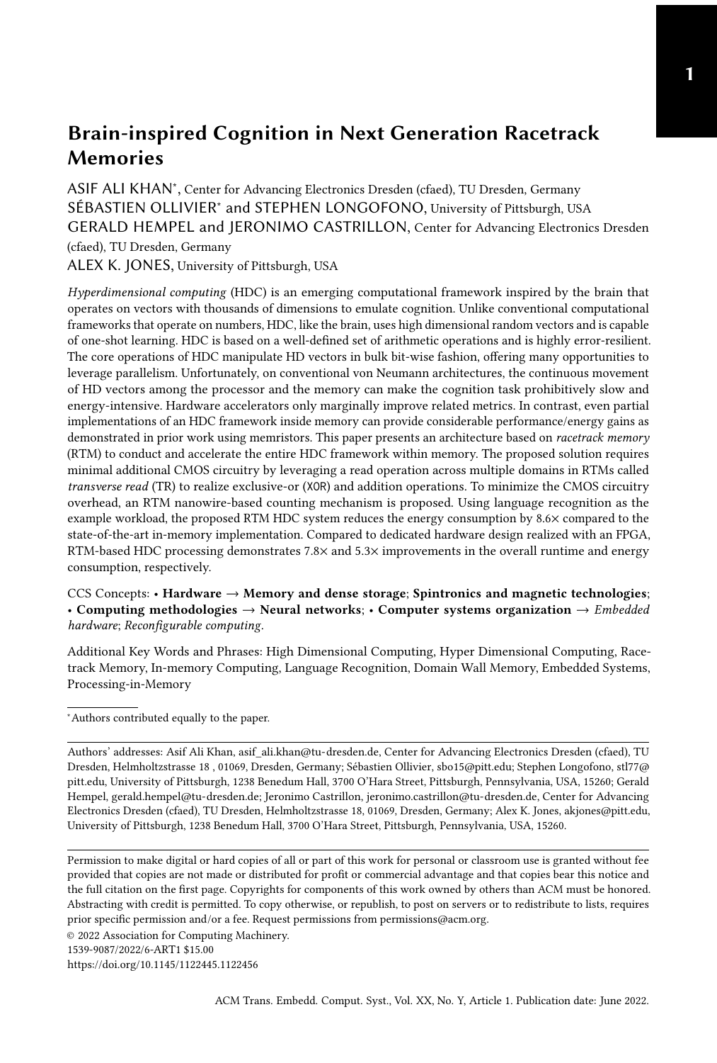# Brain-inspired Cognition in Next Generation Racetrack Memories

ASIF ALI KHAN*, Center for Advancing Electronics Dresden (cfaed), TU Dresden, Germany
SÉBASTIEN OLLIVIER* and STEPHEN LONGOFONO, University of Pittsburgh, USA
GERALD HEMPEL and JERONIMO CASTRILLON, Center for Advancing Electronics Dresden (cfaed), TU Dresden, Germany
ALEX K. JONES, University of Pittsburgh, USA

*Hyperdimensional computing* (HDC) is an emerging computational framework inspired by the brain that operates on vectors with thousands of dimensions to emulate cognition. Unlike conventional computational frameworks that operate on numbers, HDC, like the brain, uses high dimensional random vectors and is capable of one-shot learning. HDC is based on a well-defined set of arithmetic operations and is highly error-resilient. The core operations of HDC manipulate HD vectors in bulk bit-wise fashion, offering many opportunities to leverage parallelism. Unfortunately, on conventional von Neumann architectures, the continuous movement of HD vectors among the processor and the memory can make the cognition task prohibitively slow and energy-intensive. Hardware accelerators only marginally improve related metrics. In contrast, even partial implementations of an HDC framework inside memory can provide considerable performance/energy gains as demonstrated in prior work using memristors. This paper presents an architecture based on *racetrack memory* (RTM) to conduct and accelerate the entire HDC framework within memory. The proposed solution requires minimal additional CMOS circuitry by leveraging a read operation across multiple domains in RTMs called *transverse read* (TR) to realize exclusive-or (XOR) and addition operations. To minimize the CMOS circuitry overhead, an RTM nanowire-based counting mechanism is proposed. Using language recognition as the example workload, the proposed RTM HDC system reduces the energy consumption by 8.6× compared to the state-of-the-art in-memory implementation. Compared to dedicated hardware design realized with an FPGA, RTM-based HDC processing demonstrates 7.8× and 5.3× improvements in the overall runtime and energy consumption, respectively.

CCS Concepts: • **Hardware → Memory and dense storage**; **Spintronics and magnetic technologies**; • **Computing methodologies → Neural networks**; • **Computer systems organization →** *Embedded hardware*; *Reconfigurable computing*.

Additional Key Words and Phrases: High Dimensional Computing, Hyper Dimensional Computing, Racetrack Memory, In-memory Computing, Language Recognition, Domain Wall Memory, Embedded Systems, Processing-in-Memory

*Authors contributed equally to the paper.

Authors' addresses: Asif Ali Khan, asif_ali.khan@tu-dresden.de, Center for Advancing Electronics Dresden (cfaed), TU Dresden, Helmholtzstrasse 18 , 01069, Dresden, Germany; Sébastien Ollivier, sbo15@pitt.edu; Stephen Longofono, stl77@pitt.edu, University of Pittsburgh, 1238 Benedum Hall, 3700 O'Hara Street, Pittsburgh, Pennsylvania, USA, 15260; Gerald Hempel, gerald.hempel@tu-dresden.de; Jeronimo Castrillon, jeronimo.castrillon@tu-dresden.de, Center for Advancing Electronics Dresden (cfaed), TU Dresden, Helmholtzstrasse 18, 01069, Dresden, Germany; Alex K. Jones, akjones@pitt.edu, University of Pittsburgh, 1238 Benedum Hall, 3700 O'Hara Street, Pittsburgh, Pennsylvania, USA, 15260.

Permission to make digital or hard copies of all or part of this work for personal or classroom use is granted without fee provided that copies are not made or distributed for profit or commercial advantage and that copies bear this notice and the full citation on the first page. Copyrights for components of this work owned by others than ACM must be honored. Abstracting with credit is permitted. To copy otherwise, or republish, to post on servers or to redistribute to lists, requires prior specific permission and/or a fee. Request permissions from permissions@acm.org.

© 2022 Association for Computing Machinery.
1539-9087/2022/6-ART1 $15.00
https://doi.org/10.1145/1122445.1122456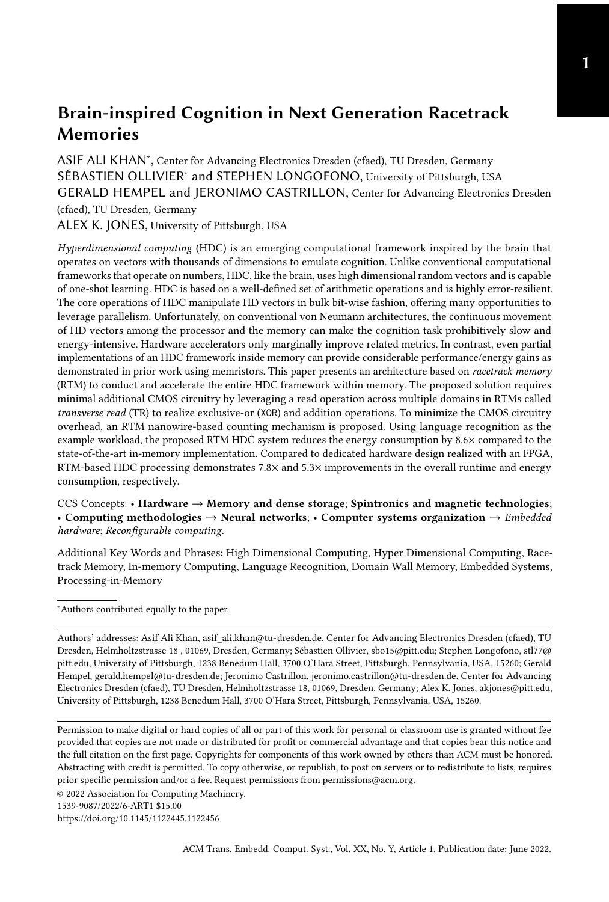# Brain-inspired Cognition in Next Generation Racetrack Memories

ASIF ALI KHAN*, Center for Advancing Electronics Dresden (cfaed), TU Dresden, Germany
SÉBASTIEN OLLIVIER* and STEPHEN LONGOFONO, University of Pittsburgh, USA
GERALD HEMPEL and JERONIMO CASTRILLON, Center for Advancing Electronics Dresden (cfaed), TU Dresden, Germany
ALEX K. JONES, University of Pittsburgh, USA

*Hyperdimensional computing* (HDC) is an emerging computational framework inspired by the brain that operates on vectors with thousands of dimensions to emulate cognition. Unlike conventional computational frameworks that operate on numbers, HDC, like the brain, uses high dimensional random vectors and is capable of one-shot learning. HDC is based on a well-defined set of arithmetic operations and is highly error-resilient. The core operations of HDC manipulate HD vectors in bulk bit-wise fashion, offering many opportunities to leverage parallelism. Unfortunately, on conventional von Neumann architectures, the continuous movement of HD vectors among the processor and the memory can make the cognition task prohibitively slow and energy-intensive. Hardware accelerators only marginally improve related metrics. In contrast, even partial implementations of an HDC framework inside memory can provide considerable performance/energy gains as demonstrated in prior work using memristors. This paper presents an architecture based on *racetrack memory* (RTM) to conduct and accelerate the entire HDC framework within memory. The proposed solution requires minimal additional CMOS circuitry by leveraging a read operation across multiple domains in RTMs called *transverse read* (TR) to realize exclusive-or (XOR) and addition operations. To minimize the CMOS circuitry overhead, an RTM nanowire-based counting mechanism is proposed. Using language recognition as the example workload, the proposed RTM HDC system reduces the energy consumption by 8.6× compared to the state-of-the-art in-memory implementation. Compared to dedicated hardware design realized with an FPGA, RTM-based HDC processing demonstrates 7.8× and 5.3× improvements in the overall runtime and energy consumption, respectively.

CCS Concepts: • **Hardware → Memory and dense storage**; **Spintronics and magnetic technologies**; • **Computing methodologies → Neural networks**; • **Computer systems organization →** *Embedded hardware*; *Reconfigurable computing*.

Additional Key Words and Phrases: High Dimensional Computing, Hyper Dimensional Computing, Racetrack Memory, In-memory Computing, Language Recognition, Domain Wall Memory, Embedded Systems, Processing-in-Memory

*Authors contributed equally to the paper.

Authors' addresses: Asif Ali Khan, asif_ali.khan@tu-dresden.de, Center for Advancing Electronics Dresden (cfaed), TU Dresden, Helmholtzstrasse 18 , 01069, Dresden, Germany; Sébastien Ollivier, sbo15@pitt.edu; Stephen Longofono, stl77@pitt.edu, University of Pittsburgh, 1238 Benedum Hall, 3700 O'Hara Street, Pittsburgh, Pennsylvania, USA, 15260; Gerald Hempel, gerald.hempel@tu-dresden.de; Jeronimo Castrillon, jeronimo.castrillon@tu-dresden.de, Center for Advancing Electronics Dresden (cfaed), TU Dresden, Helmholtzstrasse 18, 01069, Dresden, Germany; Alex K. Jones, akjones@pitt.edu, University of Pittsburgh, 1238 Benedum Hall, 3700 O'Hara Street, Pittsburgh, Pennsylvania, USA, 15260.

Permission to make digital or hard copies of all or part of this work for personal or classroom use is granted without fee provided that copies are not made or distributed for profit or commercial advantage and that copies bear this notice and the full citation on the first page. Copyrights for components of this work owned by others than ACM must be honored. Abstracting with credit is permitted. To copy otherwise, or republish, to post on servers or to redistribute to lists, requires prior specific permission and/or a fee. Request permissions from permissions@acm.org.

© 2022 Association for Computing Machinery.
1539-9087/2022/6-ART1 $15.00
https://doi.org/10.1145/1122445.1122456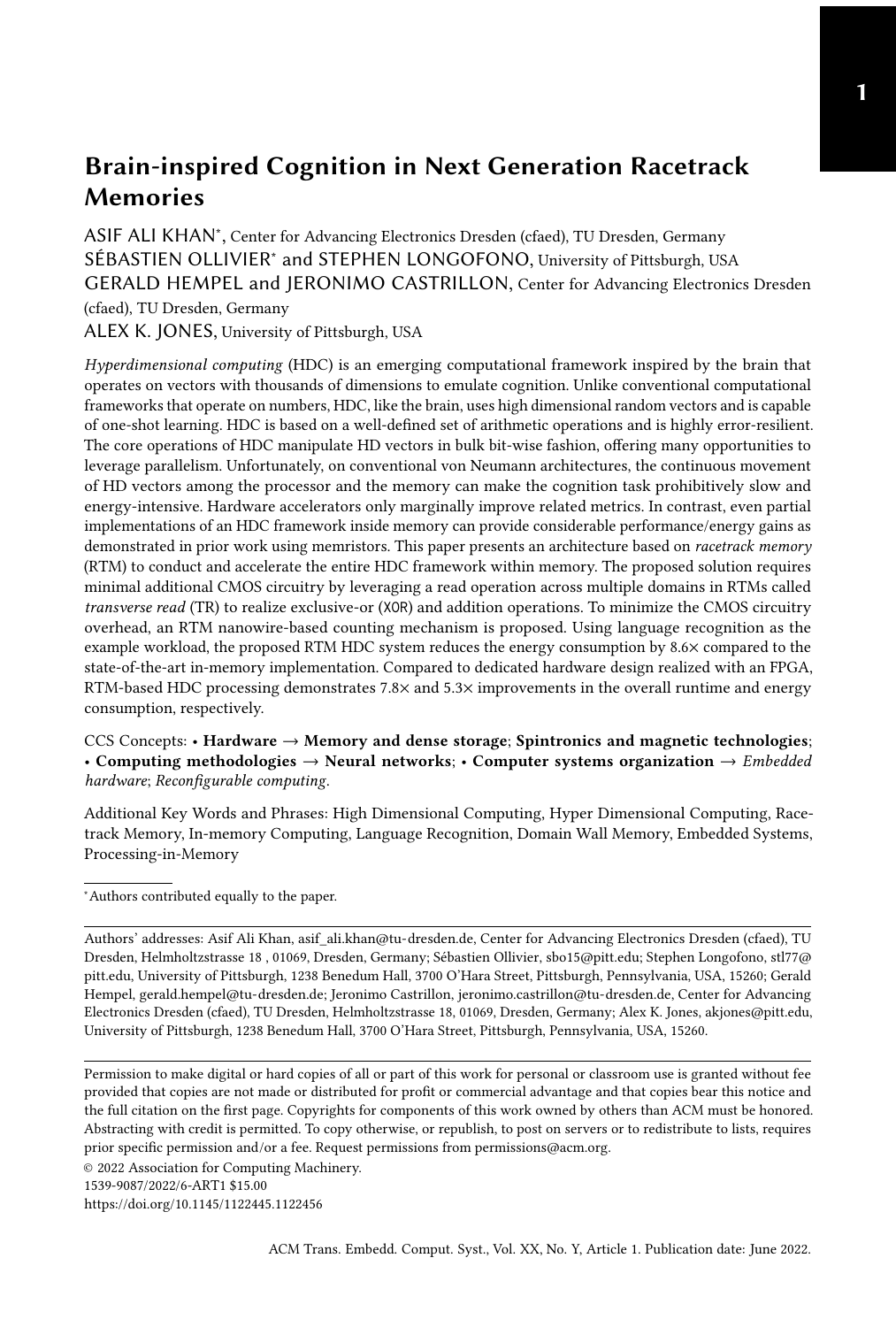# Brain-inspired Cognition in Next Generation Racetrack Memories

ASIF ALI KHAN*, Center for Advancing Electronics Dresden (cfaed), TU Dresden, Germany
SÉBASTIEN OLLIVIER* and STEPHEN LONGOFONO, University of Pittsburgh, USA
GERALD HEMPEL and JERONIMO CASTRILLON, Center for Advancing Electronics Dresden (cfaed), TU Dresden, Germany
ALEX K. JONES, University of Pittsburgh, USA

*Hyperdimensional computing* (HDC) is an emerging computational framework inspired by the brain that operates on vectors with thousands of dimensions to emulate cognition. Unlike conventional computational frameworks that operate on numbers, HDC, like the brain, uses high dimensional random vectors and is capable of one-shot learning. HDC is based on a well-defined set of arithmetic operations and is highly error-resilient. The core operations of HDC manipulate HD vectors in bulk bit-wise fashion, offering many opportunities to leverage parallelism. Unfortunately, on conventional von Neumann architectures, the continuous movement of HD vectors among the processor and the memory can make the cognition task prohibitively slow and energy-intensive. Hardware accelerators only marginally improve related metrics. In contrast, even partial implementations of an HDC framework inside memory can provide considerable performance/energy gains as demonstrated in prior work using memristors. This paper presents an architecture based on *racetrack memory* (RTM) to conduct and accelerate the entire HDC framework within memory. The proposed solution requires minimal additional CMOS circuitry by leveraging a read operation across multiple domains in RTMs called *transverse read* (TR) to realize exclusive-or (XOR) and addition operations. To minimize the CMOS circuitry overhead, an RTM nanowire-based counting mechanism is proposed. Using language recognition as the example workload, the proposed RTM HDC system reduces the energy consumption by 8.6× compared to the state-of-the-art in-memory implementation. Compared to dedicated hardware design realized with an FPGA, RTM-based HDC processing demonstrates 7.8× and 5.3× improvements in the overall runtime and energy consumption, respectively.

CCS Concepts: • **Hardware → Memory and dense storage**; **Spintronics and magnetic technologies**; • **Computing methodologies → Neural networks**; • **Computer systems organization →** *Embedded hardware*; *Reconfigurable computing*.

Additional Key Words and Phrases: High Dimensional Computing, Hyper Dimensional Computing, Racetrack Memory, In-memory Computing, Language Recognition, Domain Wall Memory, Embedded Systems, Processing-in-Memory

*Authors contributed equally to the paper.

Authors' addresses: Asif Ali Khan, asif_ali.khan@tu-dresden.de, Center for Advancing Electronics Dresden (cfaed), TU Dresden, Helmholtzstrasse 18 , 01069, Dresden, Germany; Sébastien Ollivier, sbo15@pitt.edu; Stephen Longofono, stl77@pitt.edu, University of Pittsburgh, 1238 Benedum Hall, 3700 O'Hara Street, Pittsburgh, Pennsylvania, USA, 15260; Gerald Hempel, gerald.hempel@tu-dresden.de; Jeronimo Castrillon, jeronimo.castrillon@tu-dresden.de, Center for Advancing Electronics Dresden (cfaed), TU Dresden, Helmholtzstrasse 18, 01069, Dresden, Germany; Alex K. Jones, akjones@pitt.edu, University of Pittsburgh, 1238 Benedum Hall, 3700 O'Hara Street, Pittsburgh, Pennsylvania, USA, 15260.

Permission to make digital or hard copies of all or part of this work for personal or classroom use is granted without fee provided that copies are not made or distributed for profit or commercial advantage and that copies bear this notice and the full citation on the first page. Copyrights for components of this work owned by others than ACM must be honored. Abstracting with credit is permitted. To copy otherwise, or republish, to post on servers or to redistribute to lists, requires prior specific permission and/or a fee. Request permissions from permissions@acm.org.

© 2022 Association for Computing Machinery.
1539-9087/2022/6-ART1 $15.00
https://doi.org/10.1145/1122445.1122456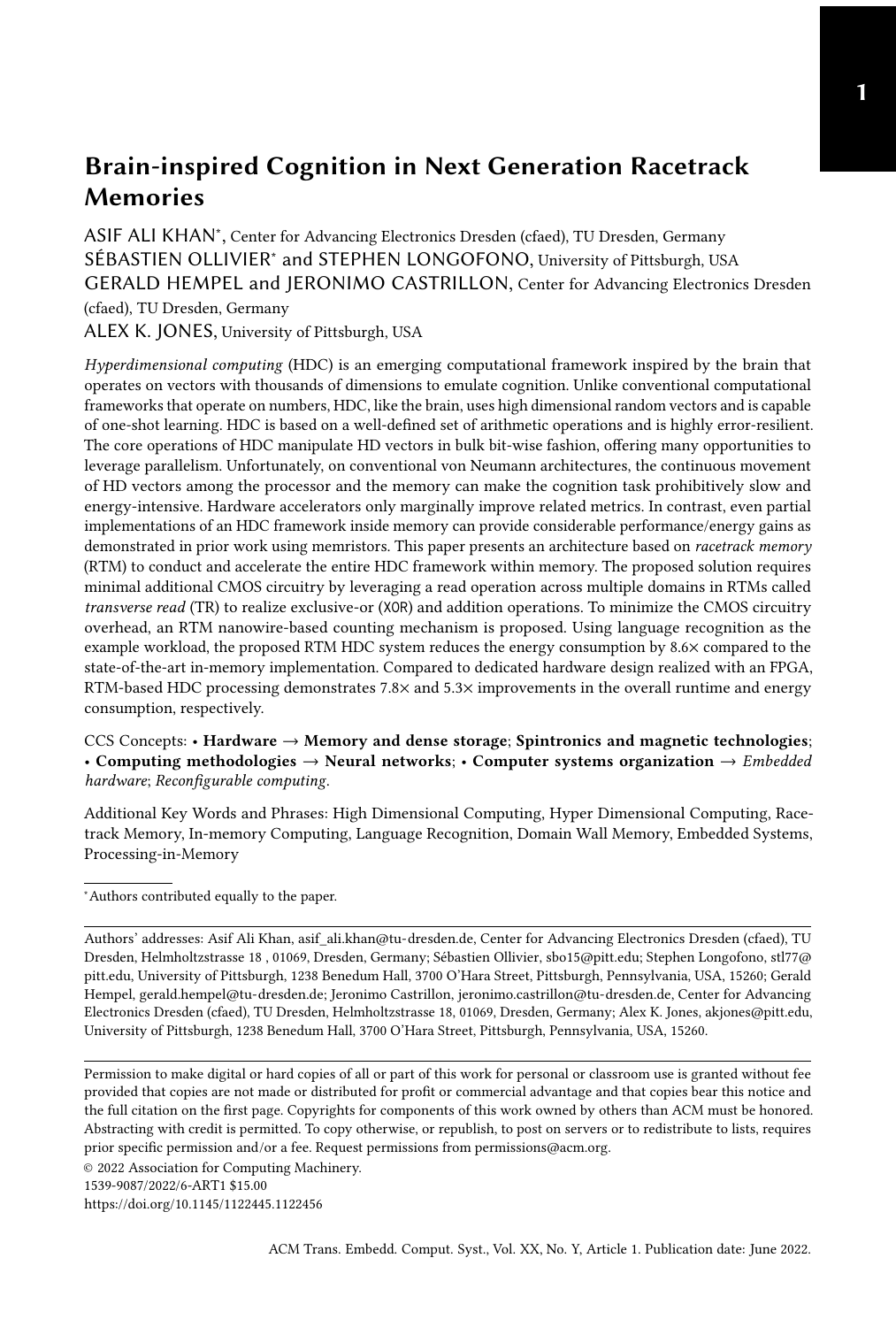# Brain-inspired Cognition in Next Generation Racetrack Memories

ASIF ALI KHAN*, Center for Advancing Electronics Dresden (cfaed), TU Dresden, Germany
SÉBASTIEN OLLIVIER* and STEPHEN LONGOFONO, University of Pittsburgh, USA
GERALD HEMPEL and JERONIMO CASTRILLON, Center for Advancing Electronics Dresden (cfaed), TU Dresden, Germany
ALEX K. JONES, University of Pittsburgh, USA

*Hyperdimensional computing* (HDC) is an emerging computational framework inspired by the brain that operates on vectors with thousands of dimensions to emulate cognition. Unlike conventional computational frameworks that operate on numbers, HDC, like the brain, uses high dimensional random vectors and is capable of one-shot learning. HDC is based on a well-defined set of arithmetic operations and is highly error-resilient. The core operations of HDC manipulate HD vectors in bulk bit-wise fashion, offering many opportunities to leverage parallelism. Unfortunately, on conventional von Neumann architectures, the continuous movement of HD vectors among the processor and the memory can make the cognition task prohibitively slow and energy-intensive. Hardware accelerators only marginally improve related metrics. In contrast, even partial implementations of an HDC framework inside memory can provide considerable performance/energy gains as demonstrated in prior work using memristors. This paper presents an architecture based on *racetrack memory* (RTM) to conduct and accelerate the entire HDC framework within memory. The proposed solution requires minimal additional CMOS circuitry by leveraging a read operation across multiple domains in RTMs called *transverse read* (TR) to realize exclusive-or (XOR) and addition operations. To minimize the CMOS circuitry overhead, an RTM nanowire-based counting mechanism is proposed. Using language recognition as the example workload, the proposed RTM HDC system reduces the energy consumption by 8.6× compared to the state-of-the-art in-memory implementation. Compared to dedicated hardware design realized with an FPGA, RTM-based HDC processing demonstrates 7.8× and 5.3× improvements in the overall runtime and energy consumption, respectively.

CCS Concepts: • **Hardware** → **Memory and dense storage**; **Spintronics and magnetic technologies**; • **Computing methodologies** → **Neural networks**; • **Computer systems organization** → *Embedded hardware*; *Reconfigurable computing*.

Additional Key Words and Phrases: High Dimensional Computing, Hyper Dimensional Computing, Racetrack Memory, In-memory Computing, Language Recognition, Domain Wall Memory, Embedded Systems, Processing-in-Memory

*Authors contributed equally to the paper.

Authors' addresses: Asif Ali Khan, asif_ali.khan@tu-dresden.de, Center for Advancing Electronics Dresden (cfaed), TU Dresden, Helmholtzstrasse 18 , 01069, Dresden, Germany; Sébastien Ollivier, sbo15@pitt.edu; Stephen Longofono, stl77@pitt.edu, University of Pittsburgh, 1238 Benedum Hall, 3700 O'Hara Street, Pittsburgh, Pennsylvania, USA, 15260; Gerald Hempel, gerald.hempel@tu-dresden.de; Jeronimo Castrillon, jeronimo.castrillon@tu-dresden.de, Center for Advancing Electronics Dresden (cfaed), TU Dresden, Helmholtzstrasse 18, 01069, Dresden, Germany; Alex K. Jones, akjones@pitt.edu, University of Pittsburgh, 1238 Benedum Hall, 3700 O'Hara Street, Pittsburgh, Pennsylvania, USA, 15260.

Permission to make digital or hard copies of all or part of this work for personal or classroom use is granted without fee provided that copies are not made or distributed for profit or commercial advantage and that copies bear this notice and the full citation on the first page. Copyrights for components of this work owned by others than ACM must be honored. Abstracting with credit is permitted. To copy otherwise, or republish, to post on servers or to redistribute to lists, requires prior specific permission and/or a fee. Request permissions from permissions@acm.org.

© 2022 Association for Computing Machinery.
1539-9087/2022/6-ART1 $15.00
https://doi.org/10.1145/1122445.1122456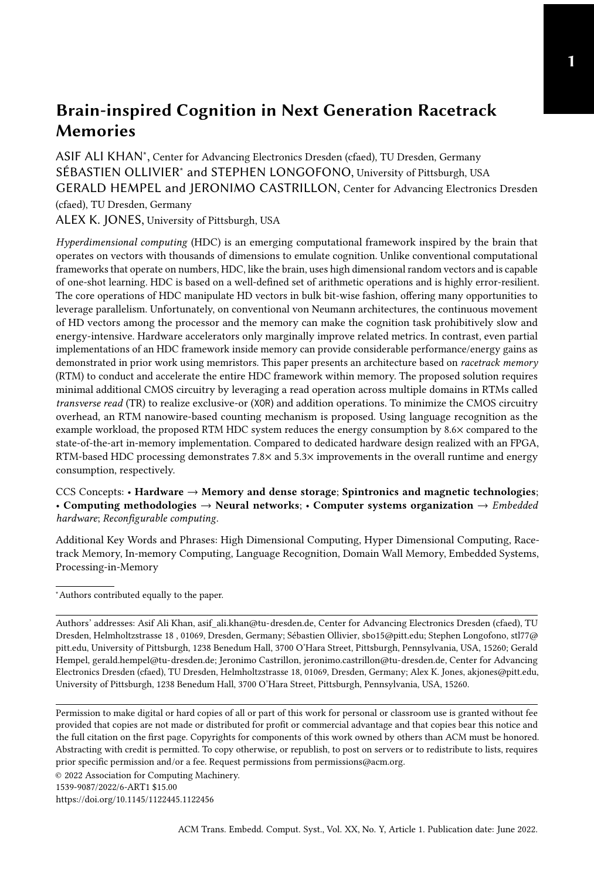# Brain-inspired Cognition in Next Generation Racetrack Memories

ASIF ALI KHAN*, Center for Advancing Electronics Dresden (cfaed), TU Dresden, Germany
SÉBASTIEN OLLIVIER* and STEPHEN LONGOFONO, University of Pittsburgh, USA
GERALD HEMPEL and JERONIMO CASTRILLON, Center for Advancing Electronics Dresden (cfaed), TU Dresden, Germany
ALEX K. JONES, University of Pittsburgh, USA

*Hyperdimensional computing* (HDC) is an emerging computational framework inspired by the brain that operates on vectors with thousands of dimensions to emulate cognition. Unlike conventional computational frameworks that operate on numbers, HDC, like the brain, uses high dimensional random vectors and is capable of one-shot learning. HDC is based on a well-defined set of arithmetic operations and is highly error-resilient. The core operations of HDC manipulate HD vectors in bulk bit-wise fashion, offering many opportunities to leverage parallelism. Unfortunately, on conventional von Neumann architectures, the continuous movement of HD vectors among the processor and the memory can make the cognition task prohibitively slow and energy-intensive. Hardware accelerators only marginally improve related metrics. In contrast, even partial implementations of an HDC framework inside memory can provide considerable performance/energy gains as demonstrated in prior work using memristors. This paper presents an architecture based on *racetrack memory* (RTM) to conduct and accelerate the entire HDC framework within memory. The proposed solution requires minimal additional CMOS circuitry by leveraging a read operation across multiple domains in RTMs called *transverse read* (TR) to realize exclusive-or (XOR) and addition operations. To minimize the CMOS circuitry overhead, an RTM nanowire-based counting mechanism is proposed. Using language recognition as the example workload, the proposed RTM HDC system reduces the energy consumption by 8.6× compared to the state-of-the-art in-memory implementation. Compared to dedicated hardware design realized with an FPGA, RTM-based HDC processing demonstrates 7.8× and 5.3× improvements in the overall runtime and energy consumption, respectively.

CCS Concepts: • **Hardware → Memory and dense storage**; **Spintronics and magnetic technologies**; • **Computing methodologies → Neural networks**; • **Computer systems organization →** *Embedded hardware*; *Reconfigurable computing*.

Additional Key Words and Phrases: High Dimensional Computing, Hyper Dimensional Computing, Racetrack Memory, In-memory Computing, Language Recognition, Domain Wall Memory, Embedded Systems, Processing-in-Memory

*Authors contributed equally to the paper.

Authors' addresses: Asif Ali Khan, asif_ali.khan@tu-dresden.de, Center for Advancing Electronics Dresden (cfaed), TU Dresden, Helmholtzstrasse 18 , 01069, Dresden, Germany; Sébastien Ollivier, sbo15@pitt.edu; Stephen Longofono, stl77@pitt.edu, University of Pittsburgh, 1238 Benedum Hall, 3700 O'Hara Street, Pittsburgh, Pennsylvania, USA, 15260; Gerald Hempel, gerald.hempel@tu-dresden.de; Jeronimo Castrillon, jeronimo.castrillon@tu-dresden.de, Center for Advancing Electronics Dresden (cfaed), TU Dresden, Helmholtzstrasse 18, 01069, Dresden, Germany; Alex K. Jones, akjones@pitt.edu, University of Pittsburgh, 1238 Benedum Hall, 3700 O'Hara Street, Pittsburgh, Pennsylvania, USA, 15260.

Permission to make digital or hard copies of all or part of this work for personal or classroom use is granted without fee provided that copies are not made or distributed for profit or commercial advantage and that copies bear this notice and the full citation on the first page. Copyrights for components of this work owned by others than ACM must be honored. Abstracting with credit is permitted. To copy otherwise, or republish, to post on servers or to redistribute to lists, requires prior specific permission and/or a fee. Request permissions from permissions@acm.org.

© 2022 Association for Computing Machinery.
1539-9087/2022/6-ART1 $15.00
https://doi.org/10.1145/1122445.1122456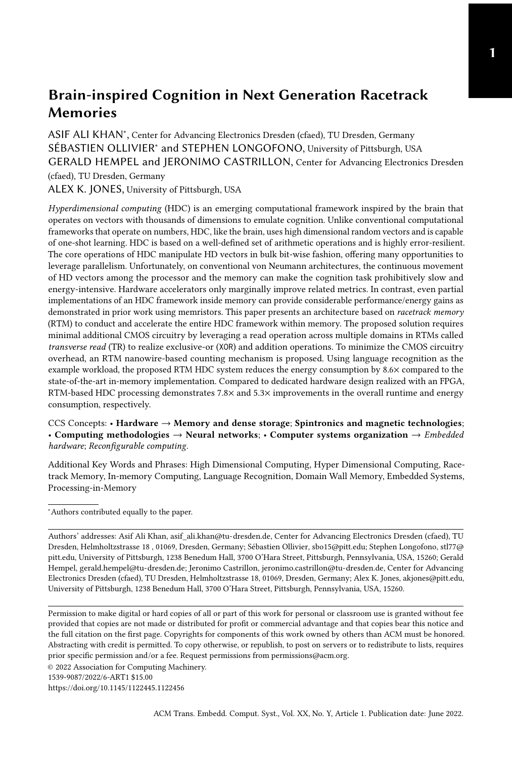# Brain-inspired Cognition in Next Generation Racetrack Memories

ASIF ALI KHAN*, Center for Advancing Electronics Dresden (cfaed), TU Dresden, Germany
SÉBASTIEN OLLIVIER* and STEPHEN LONGOFONO, University of Pittsburgh, USA
GERALD HEMPEL and JERONIMO CASTRILLON, Center for Advancing Electronics Dresden (cfaed), TU Dresden, Germany
ALEX K. JONES, University of Pittsburgh, USA

*Hyperdimensional computing* (HDC) is an emerging computational framework inspired by the brain that operates on vectors with thousands of dimensions to emulate cognition. Unlike conventional computational frameworks that operate on numbers, HDC, like the brain, uses high dimensional random vectors and is capable of one-shot learning. HDC is based on a well-defined set of arithmetic operations and is highly error-resilient. The core operations of HDC manipulate HD vectors in bulk bit-wise fashion, offering many opportunities to leverage parallelism. Unfortunately, on conventional von Neumann architectures, the continuous movement of HD vectors among the processor and the memory can make the cognition task prohibitively slow and energy-intensive. Hardware accelerators only marginally improve related metrics. In contrast, even partial implementations of an HDC framework inside memory can provide considerable performance/energy gains as demonstrated in prior work using memristors. This paper presents an architecture based on *racetrack memory* (RTM) to conduct and accelerate the entire HDC framework within memory. The proposed solution requires minimal additional CMOS circuitry by leveraging a read operation across multiple domains in RTMs called *transverse read* (TR) to realize exclusive-or (XOR) and addition operations. To minimize the CMOS circuitry overhead, an RTM nanowire-based counting mechanism is proposed. Using language recognition as the example workload, the proposed RTM HDC system reduces the energy consumption by 8.6× compared to the state-of-the-art in-memory implementation. Compared to dedicated hardware design realized with an FPGA, RTM-based HDC processing demonstrates 7.8× and 5.3× improvements in the overall runtime and energy consumption, respectively.

CCS Concepts: • **Hardware → Memory and dense storage**; **Spintronics and magnetic technologies**; • **Computing methodologies → Neural networks**; • **Computer systems organization →** *Embedded hardware*; *Reconfigurable computing*.

Additional Key Words and Phrases: High Dimensional Computing, Hyper Dimensional Computing, Racetrack Memory, In-memory Computing, Language Recognition, Domain Wall Memory, Embedded Systems, Processing-in-Memory

*Authors contributed equally to the paper.

Authors' addresses: Asif Ali Khan, asif_ali.khan@tu-dresden.de, Center for Advancing Electronics Dresden (cfaed), TU Dresden, Helmholtzstrasse 18 , 01069, Dresden, Germany; Sébastien Ollivier, sbo15@pitt.edu; Stephen Longofono, stl77@pitt.edu, University of Pittsburgh, 1238 Benedum Hall, 3700 O'Hara Street, Pittsburgh, Pennsylvania, USA, 15260; Gerald Hempel, gerald.hempel@tu-dresden.de; Jeronimo Castrillon, jeronimo.castrillon@tu-dresden.de, Center for Advancing Electronics Dresden (cfaed), TU Dresden, Helmholtzstrasse 18, 01069, Dresden, Germany; Alex K. Jones, akjones@pitt.edu, University of Pittsburgh, 1238 Benedum Hall, 3700 O'Hara Street, Pittsburgh, Pennsylvania, USA, 15260.

Permission to make digital or hard copies of all or part of this work for personal or classroom use is granted without fee provided that copies are not made or distributed for profit or commercial advantage and that copies bear this notice and the full citation on the first page. Copyrights for components of this work owned by others than ACM must be honored. Abstracting with credit is permitted. To copy otherwise, or republish, to post on servers or to redistribute to lists, requires prior specific permission and/or a fee. Request permissions from permissions@acm.org.

© 2022 Association for Computing Machinery.
1539-9087/2022/6-ART1 $15.00
https://doi.org/10.1145/1122445.1122456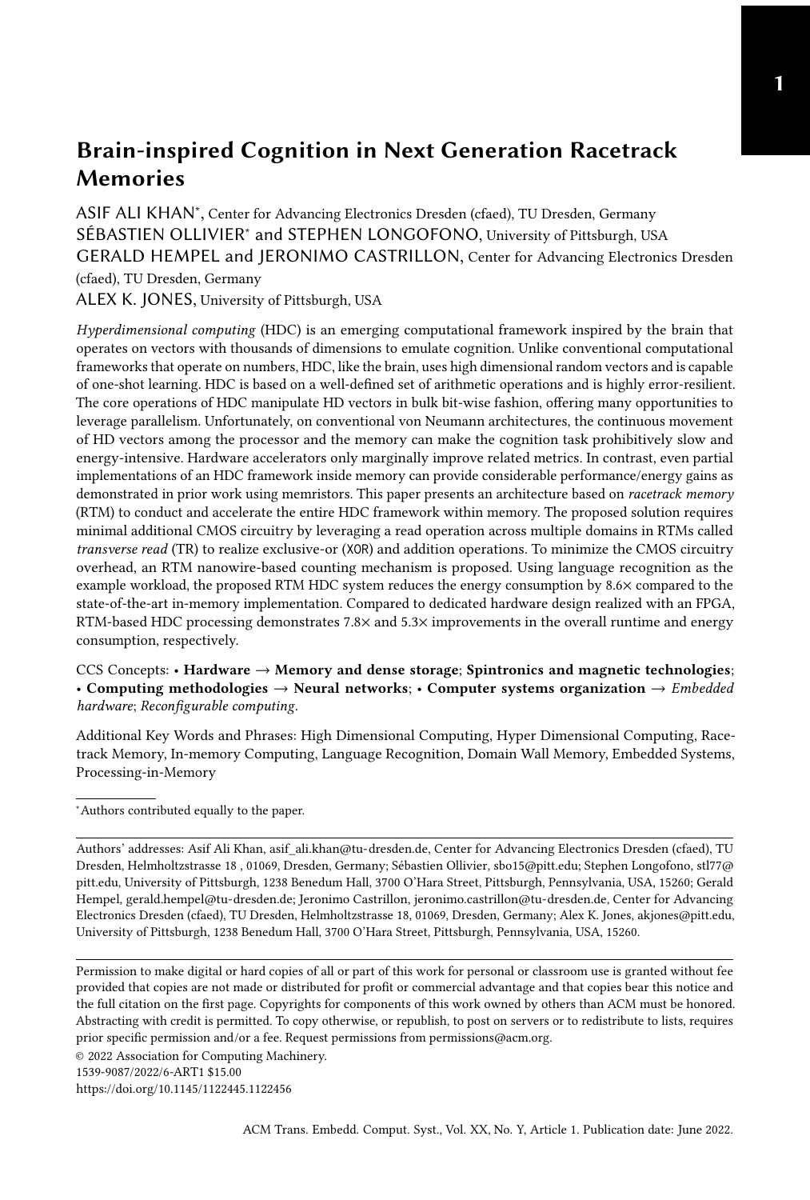# Brain-inspired Cognition in Next Generation Racetrack Memories

ASIF ALI KHAN*, Center for Advancing Electronics Dresden (cfaed), TU Dresden, Germany
SÉBASTIEN OLLIVIER* and STEPHEN LONGOFONO, University of Pittsburgh, USA
GERALD HEMPEL and JERONIMO CASTRILLON, Center for Advancing Electronics Dresden (cfaed), TU Dresden, Germany
ALEX K. JONES, University of Pittsburgh, USA

*Hyperdimensional computing* (HDC) is an emerging computational framework inspired by the brain that operates on vectors with thousands of dimensions to emulate cognition. Unlike conventional computational frameworks that operate on numbers, HDC, like the brain, uses high dimensional random vectors and is capable of one-shot learning. HDC is based on a well-defined set of arithmetic operations and is highly error-resilient. The core operations of HDC manipulate HD vectors in bulk bit-wise fashion, offering many opportunities to leverage parallelism. Unfortunately, on conventional von Neumann architectures, the continuous movement of HD vectors among the processor and the memory can make the cognition task prohibitively slow and energy-intensive. Hardware accelerators only marginally improve related metrics. In contrast, even partial implementations of an HDC framework inside memory can provide considerable performance/energy gains as demonstrated in prior work using memristors. This paper presents an architecture based on *racetrack memory* (RTM) to conduct and accelerate the entire HDC framework within memory. The proposed solution requires minimal additional CMOS circuitry by leveraging a read operation across multiple domains in RTMs called *transverse read* (TR) to realize exclusive-or (XOR) and addition operations. To minimize the CMOS circuitry overhead, an RTM nanowire-based counting mechanism is proposed. Using language recognition as the example workload, the proposed RTM HDC system reduces the energy consumption by 8.6× compared to the state-of-the-art in-memory implementation. Compared to dedicated hardware design realized with an FPGA, RTM-based HDC processing demonstrates 7.8× and 5.3× improvements in the overall runtime and energy consumption, respectively.

CCS Concepts: • **Hardware → Memory and dense storage**; **Spintronics and magnetic technologies**; • **Computing methodologies → Neural networks**; • **Computer systems organization →** *Embedded hardware*; *Reconfigurable computing*.

Additional Key Words and Phrases: High Dimensional Computing, Hyper Dimensional Computing, Racetrack Memory, In-memory Computing, Language Recognition, Domain Wall Memory, Embedded Systems, Processing-in-Memory

*Authors contributed equally to the paper.

Authors' addresses: Asif Ali Khan, asif_ali.khan@tu-dresden.de, Center for Advancing Electronics Dresden (cfaed), TU Dresden, Helmholtzstrasse 18 , 01069, Dresden, Germany; Sébastien Ollivier, sbo15@pitt.edu; Stephen Longofono, stl77@pitt.edu, University of Pittsburgh, 1238 Benedum Hall, 3700 O'Hara Street, Pittsburgh, Pennsylvania, USA, 15260; Gerald Hempel, gerald.hempel@tu-dresden.de; Jeronimo Castrillon, jeronimo.castrillon@tu-dresden.de, Center for Advancing Electronics Dresden (cfaed), TU Dresden, Helmholtzstrasse 18, 01069, Dresden, Germany; Alex K. Jones, akjones@pitt.edu, University of Pittsburgh, 1238 Benedum Hall, 3700 O'Hara Street, Pittsburgh, Pennsylvania, USA, 15260.

Permission to make digital or hard copies of all or part of this work for personal or classroom use is granted without fee provided that copies are not made or distributed for profit or commercial advantage and that copies bear this notice and the full citation on the first page. Copyrights for components of this work owned by others than ACM must be honored. Abstracting with credit is permitted. To copy otherwise, or republish, to post on servers or to redistribute to lists, requires prior specific permission and/or a fee. Request permissions from permissions@acm.org.

© 2022 Association for Computing Machinery.
1539-9087/2022/6-ART1 $15.00
https://doi.org/10.1145/1122445.1122456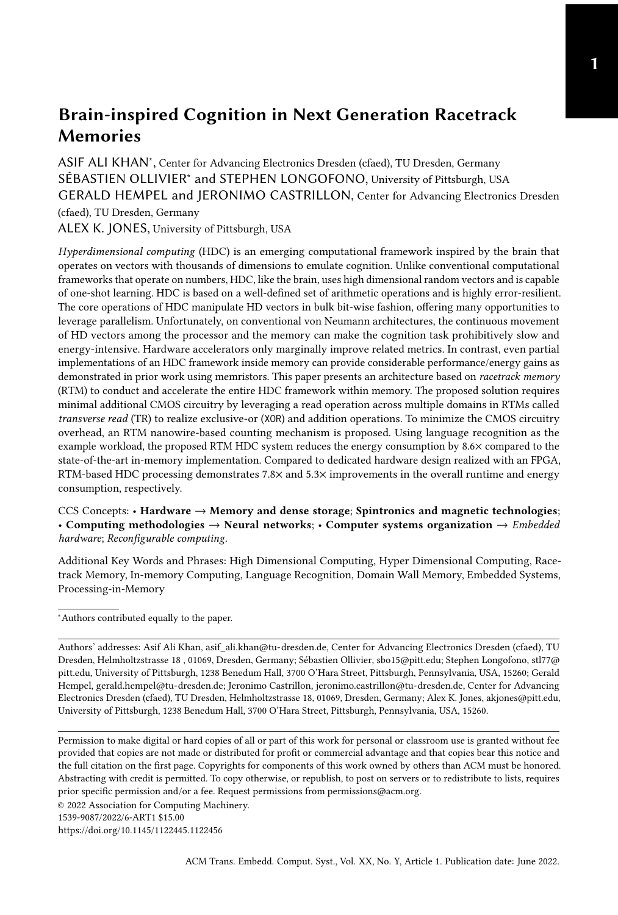# Brain-inspired Cognition in Next Generation Racetrack Memories

ASIF ALI KHAN*, Center for Advancing Electronics Dresden (cfaed), TU Dresden, Germany
SÉBASTIEN OLLIVIER* and STEPHEN LONGOFONO, University of Pittsburgh, USA
GERALD HEMPEL and JERONIMO CASTRILLON, Center for Advancing Electronics Dresden (cfaed), TU Dresden, Germany
ALEX K. JONES, University of Pittsburgh, USA

*Hyperdimensional computing* (HDC) is an emerging computational framework inspired by the brain that operates on vectors with thousands of dimensions to emulate cognition. Unlike conventional computational frameworks that operate on numbers, HDC, like the brain, uses high dimensional random vectors and is capable of one-shot learning. HDC is based on a well-defined set of arithmetic operations and is highly error-resilient. The core operations of HDC manipulate HD vectors in bulk bit-wise fashion, offering many opportunities to leverage parallelism. Unfortunately, on conventional von Neumann architectures, the continuous movement of HD vectors among the processor and the memory can make the cognition task prohibitively slow and energy-intensive. Hardware accelerators only marginally improve related metrics. In contrast, even partial implementations of an HDC framework inside memory can provide considerable performance/energy gains as demonstrated in prior work using memristors. This paper presents an architecture based on *racetrack memory* (RTM) to conduct and accelerate the entire HDC framework within memory. The proposed solution requires minimal additional CMOS circuitry by leveraging a read operation across multiple domains in RTMs called *transverse read* (TR) to realize exclusive-or (XOR) and addition operations. To minimize the CMOS circuitry overhead, an RTM nanowire-based counting mechanism is proposed. Using language recognition as the example workload, the proposed RTM HDC system reduces the energy consumption by 8.6× compared to the state-of-the-art in-memory implementation. Compared to dedicated hardware design realized with an FPGA, RTM-based HDC processing demonstrates 7.8× and 5.3× improvements in the overall runtime and energy consumption, respectively.

CCS Concepts: • **Hardware → Memory and dense storage**; **Spintronics and magnetic technologies**; • **Computing methodologies → Neural networks**; • **Computer systems organization →** *Embedded hardware*; *Reconfigurable computing*.

Additional Key Words and Phrases: High Dimensional Computing, Hyper Dimensional Computing, Racetrack Memory, In-memory Computing, Language Recognition, Domain Wall Memory, Embedded Systems, Processing-in-Memory

*Authors contributed equally to the paper.

Authors' addresses: Asif Ali Khan, asif_ali.khan@tu-dresden.de, Center for Advancing Electronics Dresden (cfaed), TU Dresden, Helmholtzstrasse 18 , 01069, Dresden, Germany; Sébastien Ollivier, sbo15@pitt.edu; Stephen Longofono, stl77@pitt.edu, University of Pittsburgh, 1238 Benedum Hall, 3700 O'Hara Street, Pittsburgh, Pennsylvania, USA, 15260; Gerald Hempel, gerald.hempel@tu-dresden.de; Jeronimo Castrillon, jeronimo.castrillon@tu-dresden.de, Center for Advancing Electronics Dresden (cfaed), TU Dresden, Helmholtzstrasse 18, 01069, Dresden, Germany; Alex K. Jones, akjones@pitt.edu, University of Pittsburgh, 1238 Benedum Hall, 3700 O'Hara Street, Pittsburgh, Pennsylvania, USA, 15260.

Permission to make digital or hard copies of all or part of this work for personal or classroom use is granted without fee provided that copies are not made or distributed for profit or commercial advantage and that copies bear this notice and the full citation on the first page. Copyrights for components of this work owned by others than ACM must be honored. Abstracting with credit is permitted. To copy otherwise, or republish, to post on servers or to redistribute to lists, requires prior specific permission and/or a fee. Request permissions from permissions@acm.org.

© 2022 Association for Computing Machinery.
1539-9087/2022/6-ART1 $15.00
https://doi.org/10.1145/1122445.1122456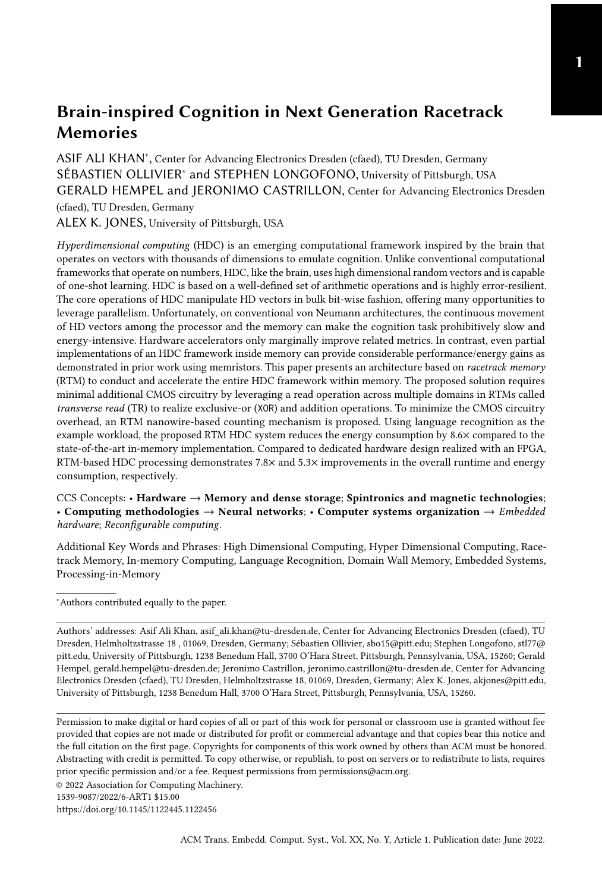# Brain-inspired Cognition in Next Generation Racetrack Memories

ASIF ALI KHAN*, Center for Advancing Electronics Dresden (cfaed), TU Dresden, Germany
SÉBASTIEN OLLIVIER* and STEPHEN LONGOFONO, University of Pittsburgh, USA
GERALD HEMPEL and JERONIMO CASTRILLON, Center for Advancing Electronics Dresden (cfaed), TU Dresden, Germany
ALEX K. JONES, University of Pittsburgh, USA

*Hyperdimensional computing* (HDC) is an emerging computational framework inspired by the brain that operates on vectors with thousands of dimensions to emulate cognition. Unlike conventional computational frameworks that operate on numbers, HDC, like the brain, uses high dimensional random vectors and is capable of one-shot learning. HDC is based on a well-defined set of arithmetic operations and is highly error-resilient. The core operations of HDC manipulate HD vectors in bulk bit-wise fashion, offering many opportunities to leverage parallelism. Unfortunately, on conventional von Neumann architectures, the continuous movement of HD vectors among the processor and the memory can make the cognition task prohibitively slow and energy-intensive. Hardware accelerators only marginally improve related metrics. In contrast, even partial implementations of an HDC framework inside memory can provide considerable performance/energy gains as demonstrated in prior work using memristors. This paper presents an architecture based on *racetrack memory* (RTM) to conduct and accelerate the entire HDC framework within memory. The proposed solution requires minimal additional CMOS circuitry by leveraging a read operation across multiple domains in RTMs called *transverse read* (TR) to realize exclusive-or (XOR) and addition operations. To minimize the CMOS circuitry overhead, an RTM nanowire-based counting mechanism is proposed. Using language recognition as the example workload, the proposed RTM HDC system reduces the energy consumption by 8.6× compared to the state-of-the-art in-memory implementation. Compared to dedicated hardware design realized with an FPGA, RTM-based HDC processing demonstrates 7.8× and 5.3× improvements in the overall runtime and energy consumption, respectively.

CCS Concepts: • **Hardware → Memory and dense storage**; **Spintronics and magnetic technologies**; • **Computing methodologies → Neural networks**; • **Computer systems organization →** *Embedded hardware*; *Reconfigurable computing*.

Additional Key Words and Phrases: High Dimensional Computing, Hyper Dimensional Computing, Racetrack Memory, In-memory Computing, Language Recognition, Domain Wall Memory, Embedded Systems, Processing-in-Memory

*Authors contributed equally to the paper.

Authors' addresses: Asif Ali Khan, asif_ali.khan@tu-dresden.de, Center for Advancing Electronics Dresden (cfaed), TU Dresden, Helmholtzstrasse 18 , 01069, Dresden, Germany; Sébastien Ollivier, sbo15@pitt.edu; Stephen Longofono, stl77@pitt.edu, University of Pittsburgh, 1238 Benedum Hall, 3700 O'Hara Street, Pittsburgh, Pennsylvania, USA, 15260; Gerald Hempel, gerald.hempel@tu-dresden.de; Jeronimo Castrillon, jeronimo.castrillon@tu-dresden.de, Center for Advancing Electronics Dresden (cfaed), TU Dresden, Helmholtzstrasse 18, 01069, Dresden, Germany; Alex K. Jones, akjones@pitt.edu, University of Pittsburgh, 1238 Benedum Hall, 3700 O'Hara Street, Pittsburgh, Pennsylvania, USA, 15260.

Permission to make digital or hard copies of all or part of this work for personal or classroom use is granted without fee provided that copies are not made or distributed for profit or commercial advantage and that copies bear this notice and the full citation on the first page. Copyrights for components of this work owned by others than ACM must be honored. Abstracting with credit is permitted. To copy otherwise, or republish, to post on servers or to redistribute to lists, requires prior specific permission and/or a fee. Request permissions from permissions@acm.org.

© 2022 Association for Computing Machinery.
1539-9087/2022/6-ART1 $15.00
https://doi.org/10.1145/1122445.1122456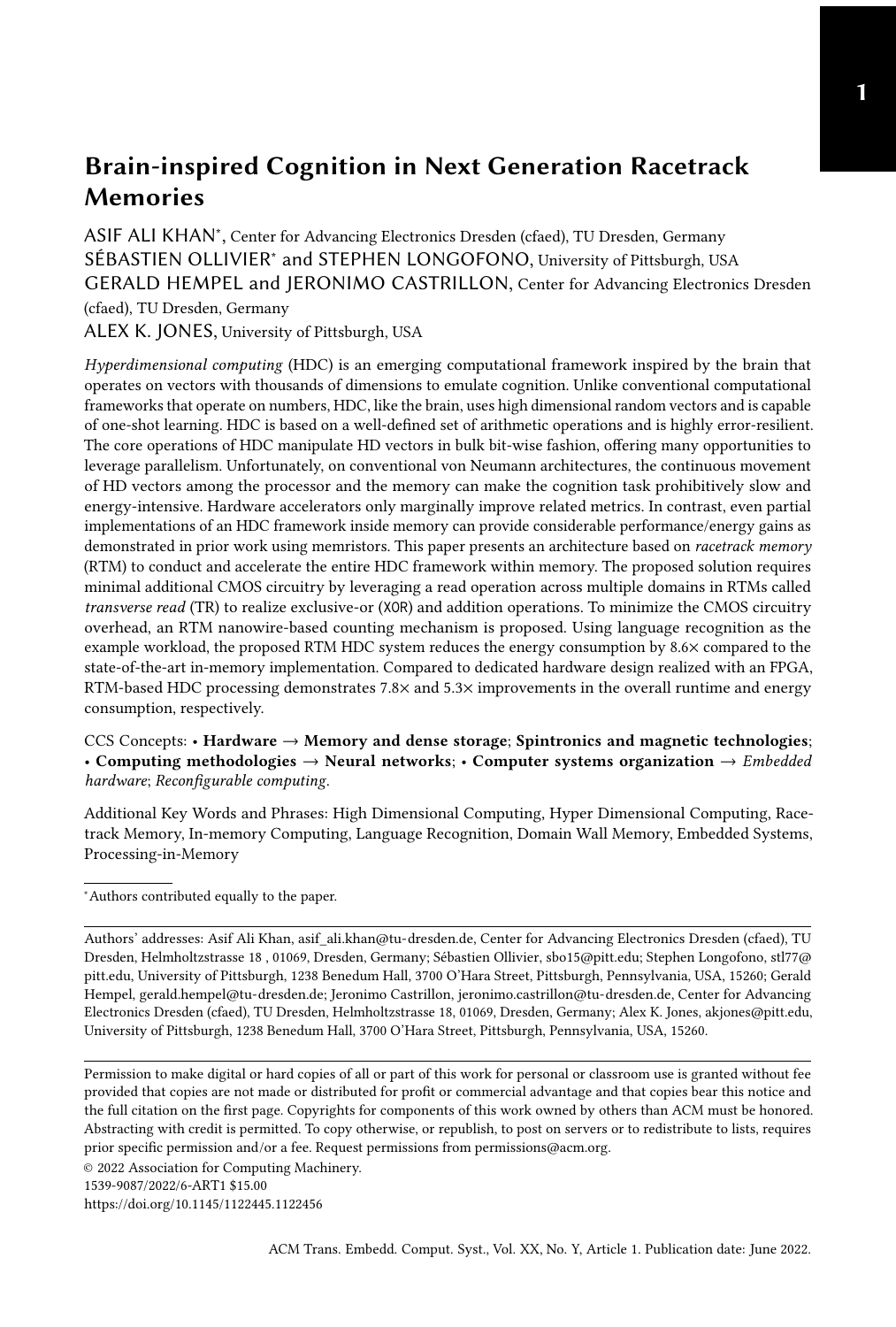# Brain-inspired Cognition in Next Generation Racetrack Memories

ASIF ALI KHAN*, Center for Advancing Electronics Dresden (cfaed), TU Dresden, Germany
SÉBASTIEN OLLIVIER* and STEPHEN LONGOFONO, University of Pittsburgh, USA
GERALD HEMPEL and JERONIMO CASTRILLON, Center for Advancing Electronics Dresden (cfaed), TU Dresden, Germany
ALEX K. JONES, University of Pittsburgh, USA

*Hyperdimensional computing* (HDC) is an emerging computational framework inspired by the brain that operates on vectors with thousands of dimensions to emulate cognition. Unlike conventional computational frameworks that operate on numbers, HDC, like the brain, uses high dimensional random vectors and is capable of one-shot learning. HDC is based on a well-defined set of arithmetic operations and is highly error-resilient. The core operations of HDC manipulate HD vectors in bulk bit-wise fashion, offering many opportunities to leverage parallelism. Unfortunately, on conventional von Neumann architectures, the continuous movement of HD vectors among the processor and the memory can make the cognition task prohibitively slow and energy-intensive. Hardware accelerators only marginally improve related metrics. In contrast, even partial implementations of an HDC framework inside memory can provide considerable performance/energy gains as demonstrated in prior work using memristors. This paper presents an architecture based on *racetrack memory* (RTM) to conduct and accelerate the entire HDC framework within memory. The proposed solution requires minimal additional CMOS circuitry by leveraging a read operation across multiple domains in RTMs called *transverse read* (TR) to realize exclusive-or (XOR) and addition operations. To minimize the CMOS circuitry overhead, an RTM nanowire-based counting mechanism is proposed. Using language recognition as the example workload, the proposed RTM HDC system reduces the energy consumption by 8.6× compared to the state-of-the-art in-memory implementation. Compared to dedicated hardware design realized with an FPGA, RTM-based HDC processing demonstrates 7.8× and 5.3× improvements in the overall runtime and energy consumption, respectively.

CCS Concepts: • **Hardware → Memory and dense storage**; **Spintronics and magnetic technologies**; • **Computing methodologies → Neural networks**; • **Computer systems organization →** *Embedded hardware*; *Reconfigurable computing*.

Additional Key Words and Phrases: High Dimensional Computing, Hyper Dimensional Computing, Racetrack Memory, In-memory Computing, Language Recognition, Domain Wall Memory, Embedded Systems, Processing-in-Memory

*Authors contributed equally to the paper.

Authors' addresses: Asif Ali Khan, asif_ali.khan@tu-dresden.de, Center for Advancing Electronics Dresden (cfaed), TU Dresden, Helmholtzstrasse 18 , 01069, Dresden, Germany; Sébastien Ollivier, sbo15@pitt.edu; Stephen Longofono, stl77@pitt.edu, University of Pittsburgh, 1238 Benedum Hall, 3700 O'Hara Street, Pittsburgh, Pennsylvania, USA, 15260; Gerald Hempel, gerald.hempel@tu-dresden.de; Jeronimo Castrillon, jeronimo.castrillon@tu-dresden.de, Center for Advancing Electronics Dresden (cfaed), TU Dresden, Helmholtzstrasse 18, 01069, Dresden, Germany; Alex K. Jones, akjones@pitt.edu, University of Pittsburgh, 1238 Benedum Hall, 3700 O'Hara Street, Pittsburgh, Pennsylvania, USA, 15260.

Permission to make digital or hard copies of all or part of this work for personal or classroom use is granted without fee provided that copies are not made or distributed for profit or commercial advantage and that copies bear this notice and the full citation on the first page. Copyrights for components of this work owned by others than ACM must be honored. Abstracting with credit is permitted. To copy otherwise, or republish, to post on servers or to redistribute to lists, requires prior specific permission and/or a fee. Request permissions from permissions@acm.org.

© 2022 Association for Computing Machinery.
1539-9087/2022/6-ART1 $15.00
https://doi.org/10.1145/1122445.1122456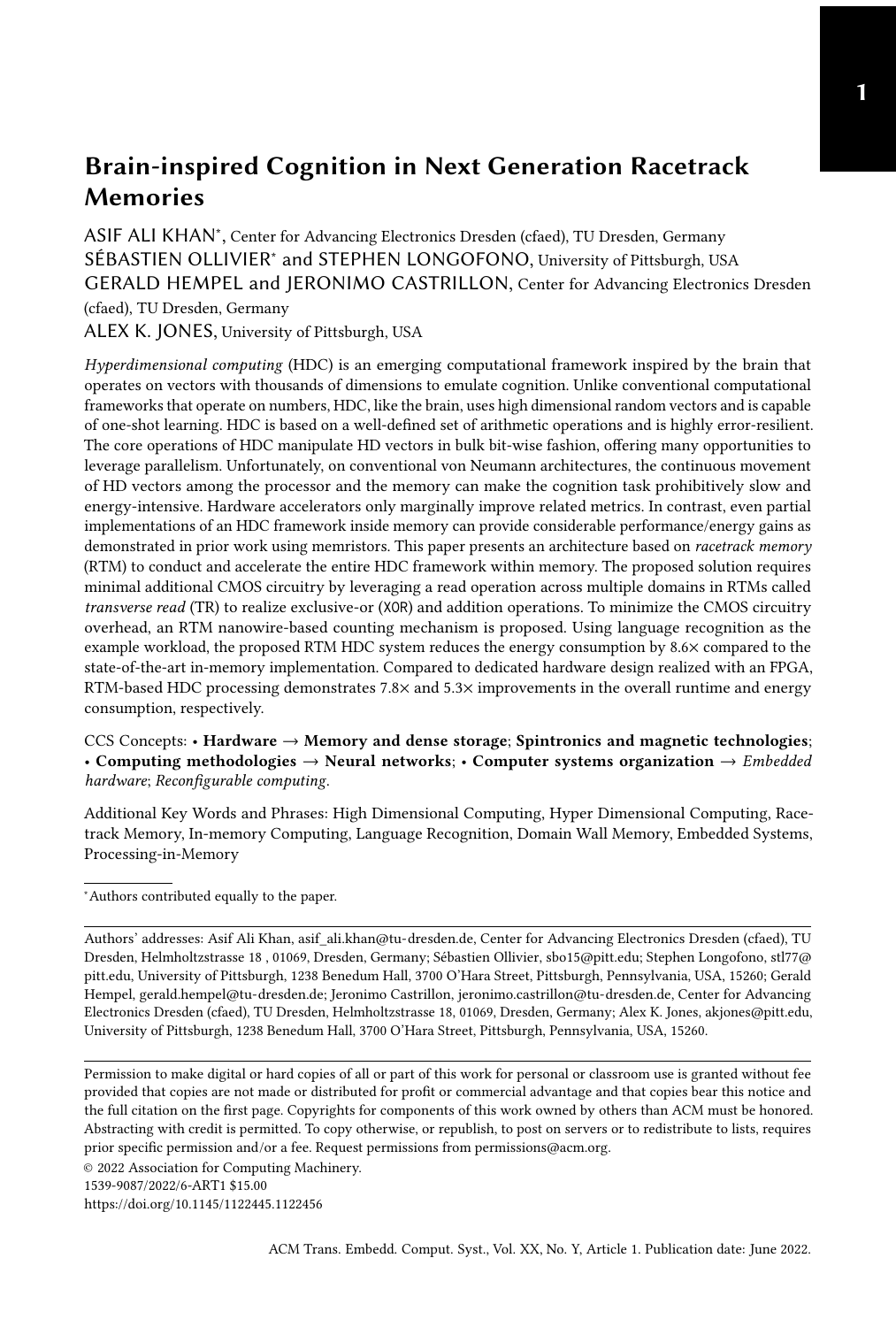# Brain-inspired Cognition in Next Generation Racetrack Memories

ASIF ALI KHAN[*], Center for Advancing Electronics Dresden (cfaed), TU Dresden, Germany
SÉBASTIEN OLLIVIER[*] and STEPHEN LONGOFONO, University of Pittsburgh, USA
GERALD HEMPEL and JERONIMO CASTRILLON, Center for Advancing Electronics Dresden (cfaed), TU Dresden, Germany
ALEX K. JONES, University of Pittsburgh, USA

*Hyperdimensional computing* (HDC) is an emerging computational framework inspired by the brain that operates on vectors with thousands of dimensions to emulate cognition. Unlike conventional computational frameworks that operate on numbers, HDC, like the brain, uses high dimensional random vectors and is capable of one-shot learning. HDC is based on a well-defined set of arithmetic operations and is highly error-resilient. The core operations of HDC manipulate HD vectors in bulk bit-wise fashion, offering many opportunities to leverage parallelism. Unfortunately, on conventional von Neumann architectures, the continuous movement of HD vectors among the processor and the memory can make the cognition task prohibitively slow and energy-intensive. Hardware accelerators only marginally improve related metrics. In contrast, even partial implementations of an HDC framework inside memory can provide considerable performance/energy gains as demonstrated in prior work using memristors. This paper presents an architecture based on *racetrack memory* (RTM) to conduct and accelerate the entire HDC framework within memory. The proposed solution requires minimal additional CMOS circuitry by leveraging a read operation across multiple domains in RTMs called *transverse read* (TR) to realize exclusive-or (XOR) and addition operations. To minimize the CMOS circuitry overhead, an RTM nanowire-based counting mechanism is proposed. Using language recognition as the example workload, the proposed RTM HDC system reduces the energy consumption by 8.6× compared to the state-of-the-art in-memory implementation. Compared to dedicated hardware design realized with an FPGA, RTM-based HDC processing demonstrates 7.8× and 5.3× improvements in the overall runtime and energy consumption, respectively.

CCS Concepts: • **Hardware → Memory and dense storage**; **Spintronics and magnetic technologies**; • **Computing methodologies → Neural networks**; • **Computer systems organization →** *Embedded hardware*; *Reconfigurable computing*.

Additional Key Words and Phrases: High Dimensional Computing, Hyper Dimensional Computing, Racetrack Memory, In-memory Computing, Language Recognition, Domain Wall Memory, Embedded Systems, Processing-in-Memory

[*]Authors contributed equally to the paper.

Authors' addresses: Asif Ali Khan, asif_ali.khan@tu-dresden.de, Center for Advancing Electronics Dresden (cfaed), TU Dresden, Helmholtzstrasse 18 , 01069, Dresden, Germany; Sébastien Ollivier, sbo15@pitt.edu; Stephen Longofono, stl77@pitt.edu, University of Pittsburgh, 1238 Benedum Hall, 3700 O'Hara Street, Pittsburgh, Pennsylvania, USA, 15260; Gerald Hempel, gerald.hempel@tu-dresden.de; Jeronimo Castrillon, jeronimo.castrillon@tu-dresden.de, Center for Advancing Electronics Dresden (cfaed), TU Dresden, Helmholtzstrasse 18, 01069, Dresden, Germany; Alex K. Jones, akjones@pitt.edu, University of Pittsburgh, 1238 Benedum Hall, 3700 O'Hara Street, Pittsburgh, Pennsylvania, USA, 15260.

Permission to make digital or hard copies of all or part of this work for personal or classroom use is granted without fee provided that copies are not made or distributed for profit or commercial advantage and that copies bear this notice and the full citation on the first page. Copyrights for components of this work owned by others than ACM must be honored. Abstracting with credit is permitted. To copy otherwise, or republish, to post on servers or to redistribute to lists, requires prior specific permission and/or a fee. Request permissions from permissions@acm.org.

© 2022 Association for Computing Machinery.
1539-9087/2022/6-ART1 $15.00
https://doi.org/10.1145/1122445.1122456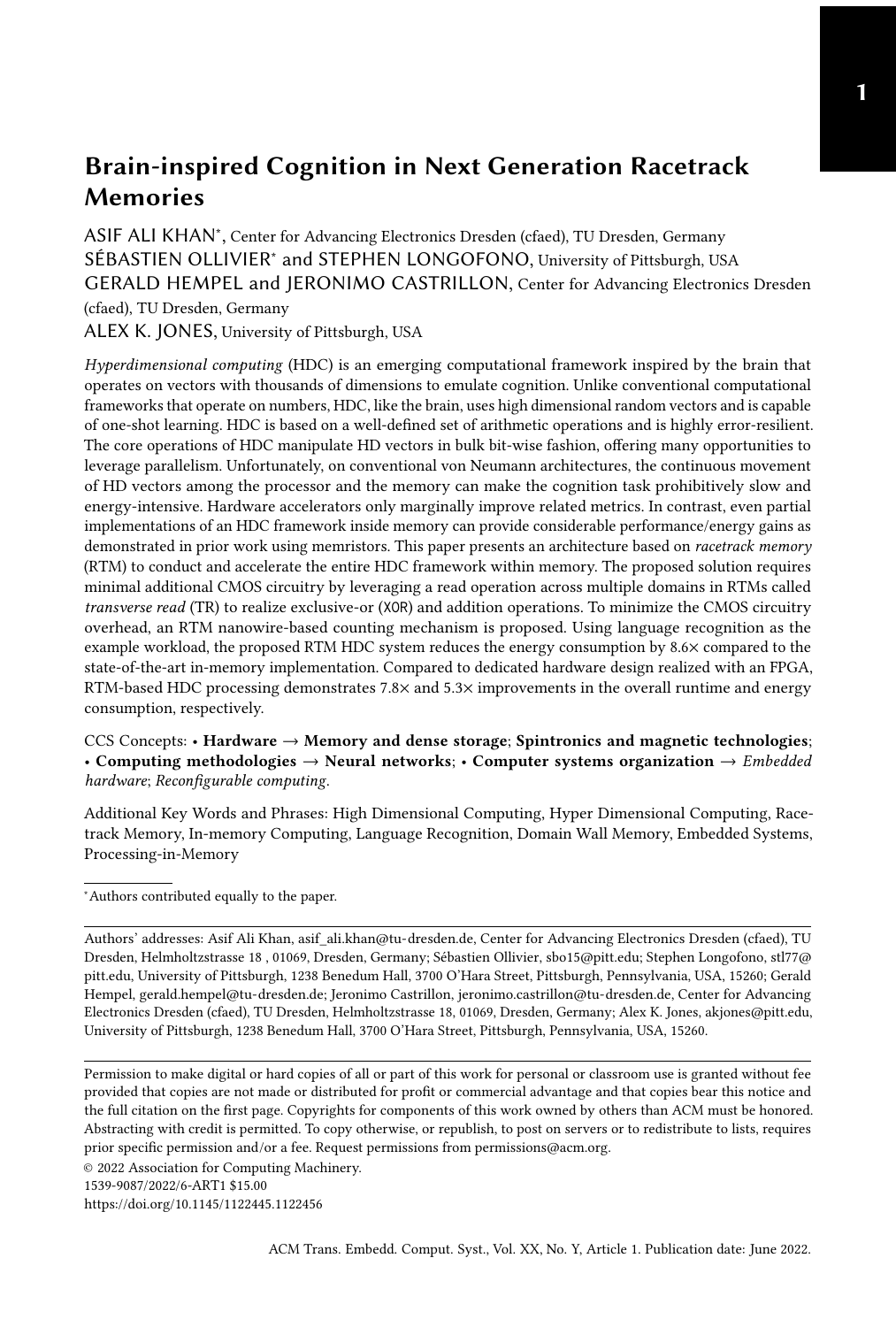# Brain-inspired Cognition in Next Generation Racetrack Memories

ASIF ALI KHAN*, Center for Advancing Electronics Dresden (cfaed), TU Dresden, Germany
SÉBASTIEN OLLIVIER* and STEPHEN LONGOFONO, University of Pittsburgh, USA
GERALD HEMPEL and JERONIMO CASTRILLON, Center for Advancing Electronics Dresden (cfaed), TU Dresden, Germany
ALEX K. JONES, University of Pittsburgh, USA

*Hyperdimensional computing* (HDC) is an emerging computational framework inspired by the brain that operates on vectors with thousands of dimensions to emulate cognition. Unlike conventional computational frameworks that operate on numbers, HDC, like the brain, uses high dimensional random vectors and is capable of one-shot learning. HDC is based on a well-defined set of arithmetic operations and is highly error-resilient. The core operations of HDC manipulate HD vectors in bulk bit-wise fashion, offering many opportunities to leverage parallelism. Unfortunately, on conventional von Neumann architectures, the continuous movement of HD vectors among the processor and the memory can make the cognition task prohibitively slow and energy-intensive. Hardware accelerators only marginally improve related metrics. In contrast, even partial implementations of an HDC framework inside memory can provide considerable performance/energy gains as demonstrated in prior work using memristors. This paper presents an architecture based on *racetrack memory* (RTM) to conduct and accelerate the entire HDC framework within memory. The proposed solution requires minimal additional CMOS circuitry by leveraging a read operation across multiple domains in RTMs called *transverse read* (TR) to realize exclusive-or (XOR) and addition operations. To minimize the CMOS circuitry overhead, an RTM nanowire-based counting mechanism is proposed. Using language recognition as the example workload, the proposed RTM HDC system reduces the energy consumption by 8.6× compared to the state-of-the-art in-memory implementation. Compared to dedicated hardware design realized with an FPGA, RTM-based HDC processing demonstrates 7.8× and 5.3× improvements in the overall runtime and energy consumption, respectively.

CCS Concepts: • **Hardware → Memory and dense storage**; **Spintronics and magnetic technologies**; • **Computing methodologies → Neural networks**; • **Computer systems organization →** *Embedded hardware*; *Reconfigurable computing*.

Additional Key Words and Phrases: High Dimensional Computing, Hyper Dimensional Computing, Racetrack Memory, In-memory Computing, Language Recognition, Domain Wall Memory, Embedded Systems, Processing-in-Memory

*Authors contributed equally to the paper.

Authors' addresses: Asif Ali Khan, asif_ali.khan@tu-dresden.de, Center for Advancing Electronics Dresden (cfaed), TU Dresden, Helmholtzstrasse 18 , 01069, Dresden, Germany; Sébastien Ollivier, sbo15@pitt.edu; Stephen Longofono, stl77@pitt.edu, University of Pittsburgh, 1238 Benedum Hall, 3700 O'Hara Street, Pittsburgh, Pennsylvania, USA, 15260; Gerald Hempel, gerald.hempel@tu-dresden.de; Jeronimo Castrillon, jeronimo.castrillon@tu-dresden.de, Center for Advancing Electronics Dresden (cfaed), TU Dresden, Helmholtzstrasse 18, 01069, Dresden, Germany; Alex K. Jones, akjones@pitt.edu, University of Pittsburgh, 1238 Benedum Hall, 3700 O'Hara Street, Pittsburgh, Pennsylvania, USA, 15260.

Permission to make digital or hard copies of all or part of this work for personal or classroom use is granted without fee provided that copies are not made or distributed for profit or commercial advantage and that copies bear this notice and the full citation on the first page. Copyrights for components of this work owned by others than ACM must be honored. Abstracting with credit is permitted. To copy otherwise, or republish, to post on servers or to redistribute to lists, requires prior specific permission and/or a fee. Request permissions from permissions@acm.org.

© 2022 Association for Computing Machinery.
1539-9087/2022/6-ART1 $15.00
https://doi.org/10.1145/1122445.1122456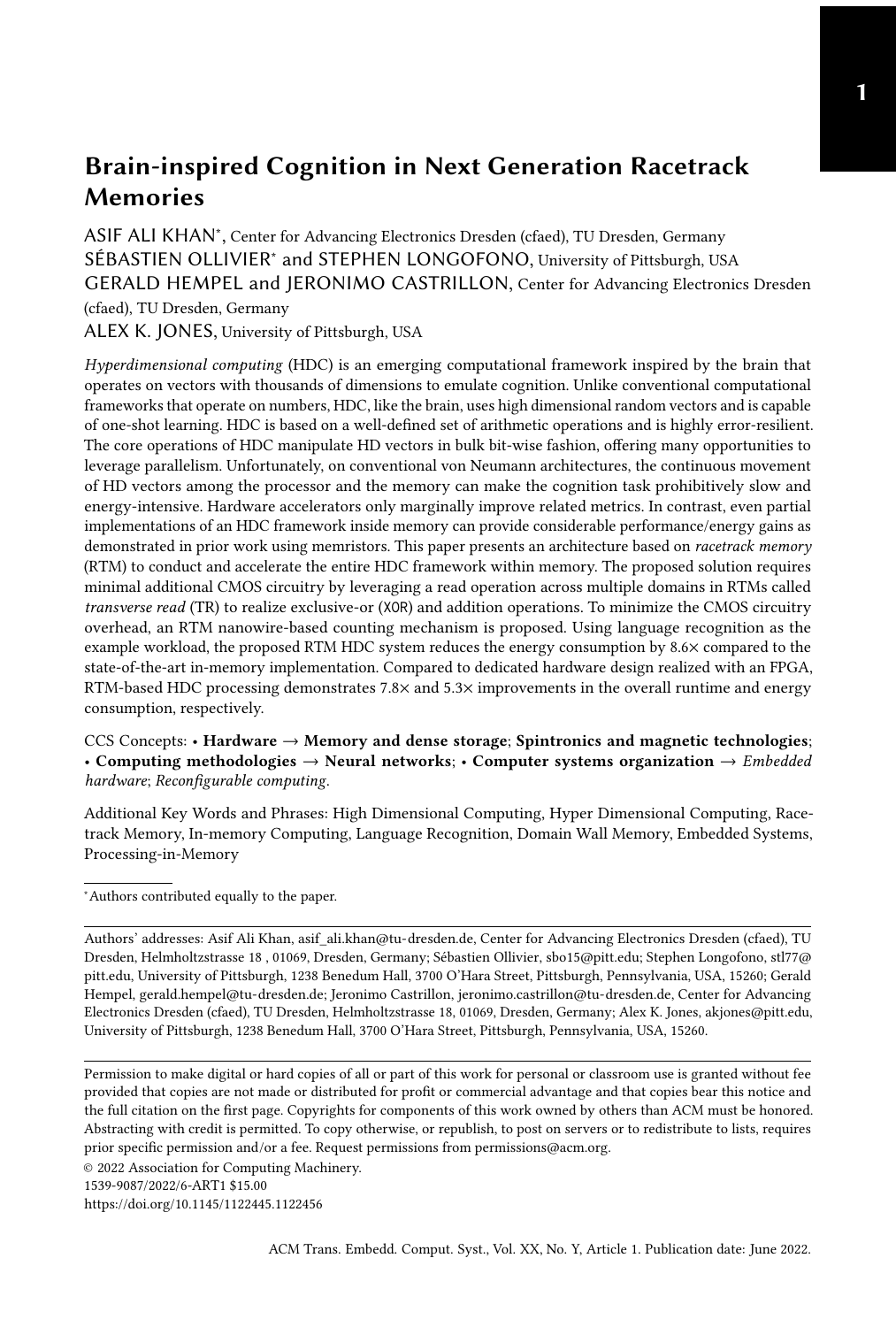# Brain-inspired Cognition in Next Generation Racetrack Memories

ASIF ALI KHAN*, Center for Advancing Electronics Dresden (cfaed), TU Dresden, Germany
SÉBASTIEN OLLIVIER* and STEPHEN LONGOFONO, University of Pittsburgh, USA
GERALD HEMPEL and JERONIMO CASTRILLON, Center for Advancing Electronics Dresden (cfaed), TU Dresden, Germany
ALEX K. JONES, University of Pittsburgh, USA

*Hyperdimensional computing* (HDC) is an emerging computational framework inspired by the brain that operates on vectors with thousands of dimensions to emulate cognition. Unlike conventional computational frameworks that operate on numbers, HDC, like the brain, uses high dimensional random vectors and is capable of one-shot learning. HDC is based on a well-defined set of arithmetic operations and is highly error-resilient. The core operations of HDC manipulate HD vectors in bulk bit-wise fashion, offering many opportunities to leverage parallelism. Unfortunately, on conventional von Neumann architectures, the continuous movement of HD vectors among the processor and the memory can make the cognition task prohibitively slow and energy-intensive. Hardware accelerators only marginally improve related metrics. In contrast, even partial implementations of an HDC framework inside memory can provide considerable performance/energy gains as demonstrated in prior work using memristors. This paper presents an architecture based on *racetrack memory* (RTM) to conduct and accelerate the entire HDC framework within memory. The proposed solution requires minimal additional CMOS circuitry by leveraging a read operation across multiple domains in RTMs called *transverse read* (TR) to realize exclusive-or (XOR) and addition operations. To minimize the CMOS circuitry overhead, an RTM nanowire-based counting mechanism is proposed. Using language recognition as the example workload, the proposed RTM HDC system reduces the energy consumption by 8.6× compared to the state-of-the-art in-memory implementation. Compared to dedicated hardware design realized with an FPGA, RTM-based HDC processing demonstrates 7.8× and 5.3× improvements in the overall runtime and energy consumption, respectively.

CCS Concepts: • **Hardware → Memory and dense storage**; **Spintronics and magnetic technologies**; • **Computing methodologies → Neural networks**; • **Computer systems organization →** *Embedded hardware*; *Reconfigurable computing*.

Additional Key Words and Phrases: High Dimensional Computing, Hyper Dimensional Computing, Racetrack Memory, In-memory Computing, Language Recognition, Domain Wall Memory, Embedded Systems, Processing-in-Memory

*Authors contributed equally to the paper.

Authors' addresses: Asif Ali Khan, asif_ali.khan@tu-dresden.de, Center for Advancing Electronics Dresden (cfaed), TU Dresden, Helmholtzstrasse 18 , 01069, Dresden, Germany; Sébastien Ollivier, sbo15@pitt.edu; Stephen Longofono, stl77@pitt.edu, University of Pittsburgh, 1238 Benedum Hall, 3700 O'Hara Street, Pittsburgh, Pennsylvania, USA, 15260; Gerald Hempel, gerald.hempel@tu-dresden.de; Jeronimo Castrillon, jeronimo.castrillon@tu-dresden.de, Center for Advancing Electronics Dresden (cfaed), TU Dresden, Helmholtzstrasse 18, 01069, Dresden, Germany; Alex K. Jones, akjones@pitt.edu, University of Pittsburgh, 1238 Benedum Hall, 3700 O'Hara Street, Pittsburgh, Pennsylvania, USA, 15260.

Permission to make digital or hard copies of all or part of this work for personal or classroom use is granted without fee provided that copies are not made or distributed for profit or commercial advantage and that copies bear this notice and the full citation on the first page. Copyrights for components of this work owned by others than ACM must be honored. Abstracting with credit is permitted. To copy otherwise, or republish, to post on servers or to redistribute to lists, requires prior specific permission and/or a fee. Request permissions from permissions@acm.org.

© 2022 Association for Computing Machinery.
1539-9087/2022/6-ART1 $15.00
https://doi.org/10.1145/1122445.1122456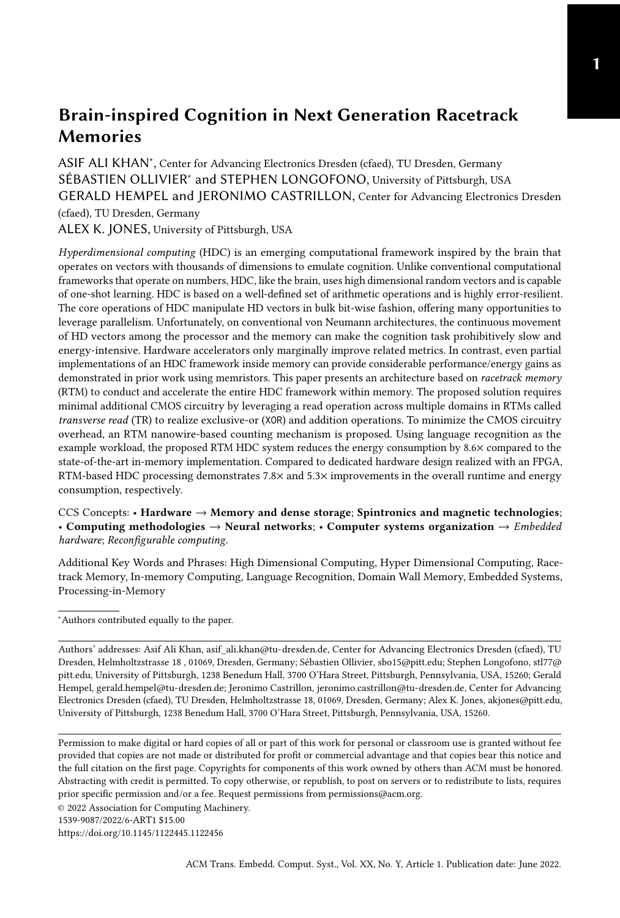# Brain-inspired Cognition in Next Generation Racetrack Memories

ASIF ALI KHAN*, Center for Advancing Electronics Dresden (cfaed), TU Dresden, Germany
SÉBASTIEN OLLIVIER* and STEPHEN LONGOFONO, University of Pittsburgh, USA
GERALD HEMPEL and JERONIMO CASTRILLON, Center for Advancing Electronics Dresden (cfaed), TU Dresden, Germany
ALEX K. JONES, University of Pittsburgh, USA

*Hyperdimensional computing* (HDC) is an emerging computational framework inspired by the brain that operates on vectors with thousands of dimensions to emulate cognition. Unlike conventional computational frameworks that operate on numbers, HDC, like the brain, uses high dimensional random vectors and is capable of one-shot learning. HDC is based on a well-defined set of arithmetic operations and is highly error-resilient. The core operations of HDC manipulate HD vectors in bulk bit-wise fashion, offering many opportunities to leverage parallelism. Unfortunately, on conventional von Neumann architectures, the continuous movement of HD vectors among the processor and the memory can make the cognition task prohibitively slow and energy-intensive. Hardware accelerators only marginally improve related metrics. In contrast, even partial implementations of an HDC framework inside memory can provide considerable performance/energy gains as demonstrated in prior work using memristors. This paper presents an architecture based on *racetrack memory* (RTM) to conduct and accelerate the entire HDC framework within memory. The proposed solution requires minimal additional CMOS circuitry by leveraging a read operation across multiple domains in RTMs called *transverse read* (TR) to realize exclusive-or (XOR) and addition operations. To minimize the CMOS circuitry overhead, an RTM nanowire-based counting mechanism is proposed. Using language recognition as the example workload, the proposed RTM HDC system reduces the energy consumption by 8.6× compared to the state-of-the-art in-memory implementation. Compared to dedicated hardware design realized with an FPGA, RTM-based HDC processing demonstrates 7.8× and 5.3× improvements in the overall runtime and energy consumption, respectively.

CCS Concepts: • **Hardware → Memory and dense storage**; **Spintronics and magnetic technologies**; • **Computing methodologies → Neural networks**; • **Computer systems organization →** *Embedded hardware*; *Reconfigurable computing*.

Additional Key Words and Phrases: High Dimensional Computing, Hyper Dimensional Computing, Racetrack Memory, In-memory Computing, Language Recognition, Domain Wall Memory, Embedded Systems, Processing-in-Memory

*Authors contributed equally to the paper.

Authors' addresses: Asif Ali Khan, asif_ali.khan@tu-dresden.de, Center for Advancing Electronics Dresden (cfaed), TU Dresden, Helmholtzstrasse 18 , 01069, Dresden, Germany; Sébastien Ollivier, sbo15@pitt.edu; Stephen Longofono, stl77@pitt.edu, University of Pittsburgh, 1238 Benedum Hall, 3700 O'Hara Street, Pittsburgh, Pennsylvania, USA, 15260; Gerald Hempel, gerald.hempel@tu-dresden.de; Jeronimo Castrillon, jeronimo.castrillon@tu-dresden.de, Center for Advancing Electronics Dresden (cfaed), TU Dresden, Helmholtzstrasse 18, 01069, Dresden, Germany; Alex K. Jones, akjones@pitt.edu, University of Pittsburgh, 1238 Benedum Hall, 3700 O'Hara Street, Pittsburgh, Pennsylvania, USA, 15260.

Permission to make digital or hard copies of all or part of this work for personal or classroom use is granted without fee provided that copies are not made or distributed for profit or commercial advantage and that copies bear this notice and the full citation on the first page. Copyrights for components of this work owned by others than ACM must be honored. Abstracting with credit is permitted. To copy otherwise, or republish, to post on servers or to redistribute to lists, requires prior specific permission and/or a fee. Request permissions from permissions@acm.org.

© 2022 Association for Computing Machinery.
1539-9087/2022/6-ART1 $15.00
https://doi.org/10.1145/1122445.1122456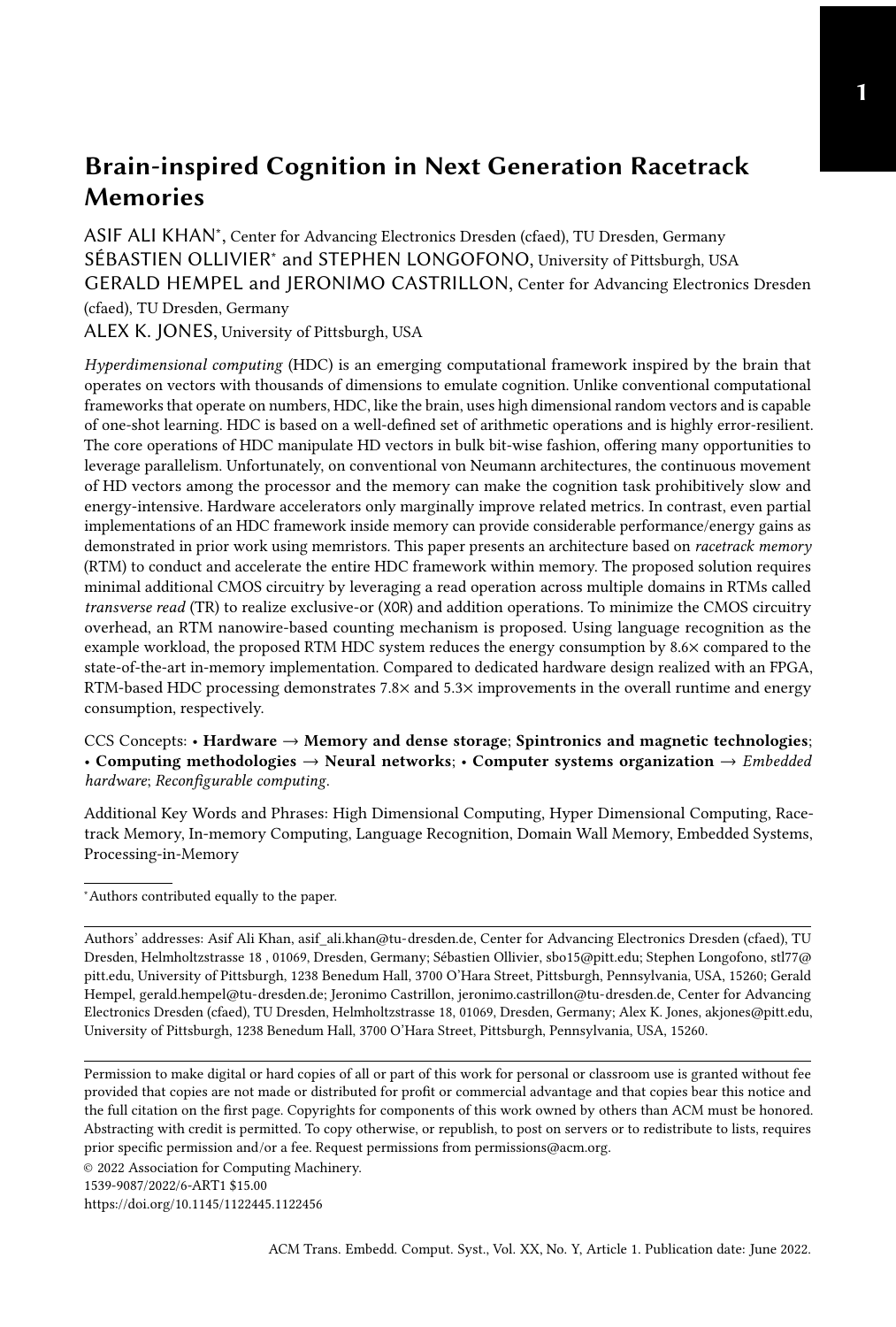# Brain-inspired Cognition in Next Generation Racetrack Memories

ASIF ALI KHAN*, Center for Advancing Electronics Dresden (cfaed), TU Dresden, Germany
SÉBASTIEN OLLIVIER* and STEPHEN LONGOFONO, University of Pittsburgh, USA
GERALD HEMPEL and JERONIMO CASTRILLON, Center for Advancing Electronics Dresden (cfaed), TU Dresden, Germany
ALEX K. JONES, University of Pittsburgh, USA

*Hyperdimensional computing* (HDC) is an emerging computational framework inspired by the brain that operates on vectors with thousands of dimensions to emulate cognition. Unlike conventional computational frameworks that operate on numbers, HDC, like the brain, uses high dimensional random vectors and is capable of one-shot learning. HDC is based on a well-defined set of arithmetic operations and is highly error-resilient. The core operations of HDC manipulate HD vectors in bulk bit-wise fashion, offering many opportunities to leverage parallelism. Unfortunately, on conventional von Neumann architectures, the continuous movement of HD vectors among the processor and the memory can make the cognition task prohibitively slow and energy-intensive. Hardware accelerators only marginally improve related metrics. In contrast, even partial implementations of an HDC framework inside memory can provide considerable performance/energy gains as demonstrated in prior work using memristors. This paper presents an architecture based on *racetrack memory* (RTM) to conduct and accelerate the entire HDC framework within memory. The proposed solution requires minimal additional CMOS circuitry by leveraging a read operation across multiple domains in RTMs called *transverse read* (TR) to realize exclusive-or (XOR) and addition operations. To minimize the CMOS circuitry overhead, an RTM nanowire-based counting mechanism is proposed. Using language recognition as the example workload, the proposed RTM HDC system reduces the energy consumption by 8.6× compared to the state-of-the-art in-memory implementation. Compared to dedicated hardware design realized with an FPGA, RTM-based HDC processing demonstrates 7.8× and 5.3× improvements in the overall runtime and energy consumption, respectively.

CCS Concepts: • **Hardware → Memory and dense storage**; **Spintronics and magnetic technologies**; • **Computing methodologies → Neural networks**; • **Computer systems organization →** *Embedded hardware*; *Reconfigurable computing*.

Additional Key Words and Phrases: High Dimensional Computing, Hyper Dimensional Computing, Racetrack Memory, In-memory Computing, Language Recognition, Domain Wall Memory, Embedded Systems, Processing-in-Memory

*Authors contributed equally to the paper.

Authors' addresses: Asif Ali Khan, asif_ali.khan@tu-dresden.de, Center for Advancing Electronics Dresden (cfaed), TU Dresden, Helmholtzstrasse 18 , 01069, Dresden, Germany; Sébastien Ollivier, sbo15@pitt.edu; Stephen Longofono, stl77@pitt.edu, University of Pittsburgh, 1238 Benedum Hall, 3700 O'Hara Street, Pittsburgh, Pennsylvania, USA, 15260; Gerald Hempel, gerald.hempel@tu-dresden.de; Jeronimo Castrillon, jeronimo.castrillon@tu-dresden.de, Center for Advancing Electronics Dresden (cfaed), TU Dresden, Helmholtzstrasse 18, 01069, Dresden, Germany; Alex K. Jones, akjones@pitt.edu, University of Pittsburgh, 1238 Benedum Hall, 3700 O'Hara Street, Pittsburgh, Pennsylvania, USA, 15260.

Permission to make digital or hard copies of all or part of this work for personal or classroom use is granted without fee provided that copies are not made or distributed for profit or commercial advantage and that copies bear this notice and the full citation on the first page. Copyrights for components of this work owned by others than ACM must be honored. Abstracting with credit is permitted. To copy otherwise, or republish, to post on servers or to redistribute to lists, requires prior specific permission and/or a fee. Request permissions from permissions@acm.org.

© 2022 Association for Computing Machinery.
1539-9087/2022/6-ART1 $15.00
https://doi.org/10.1145/1122445.1122456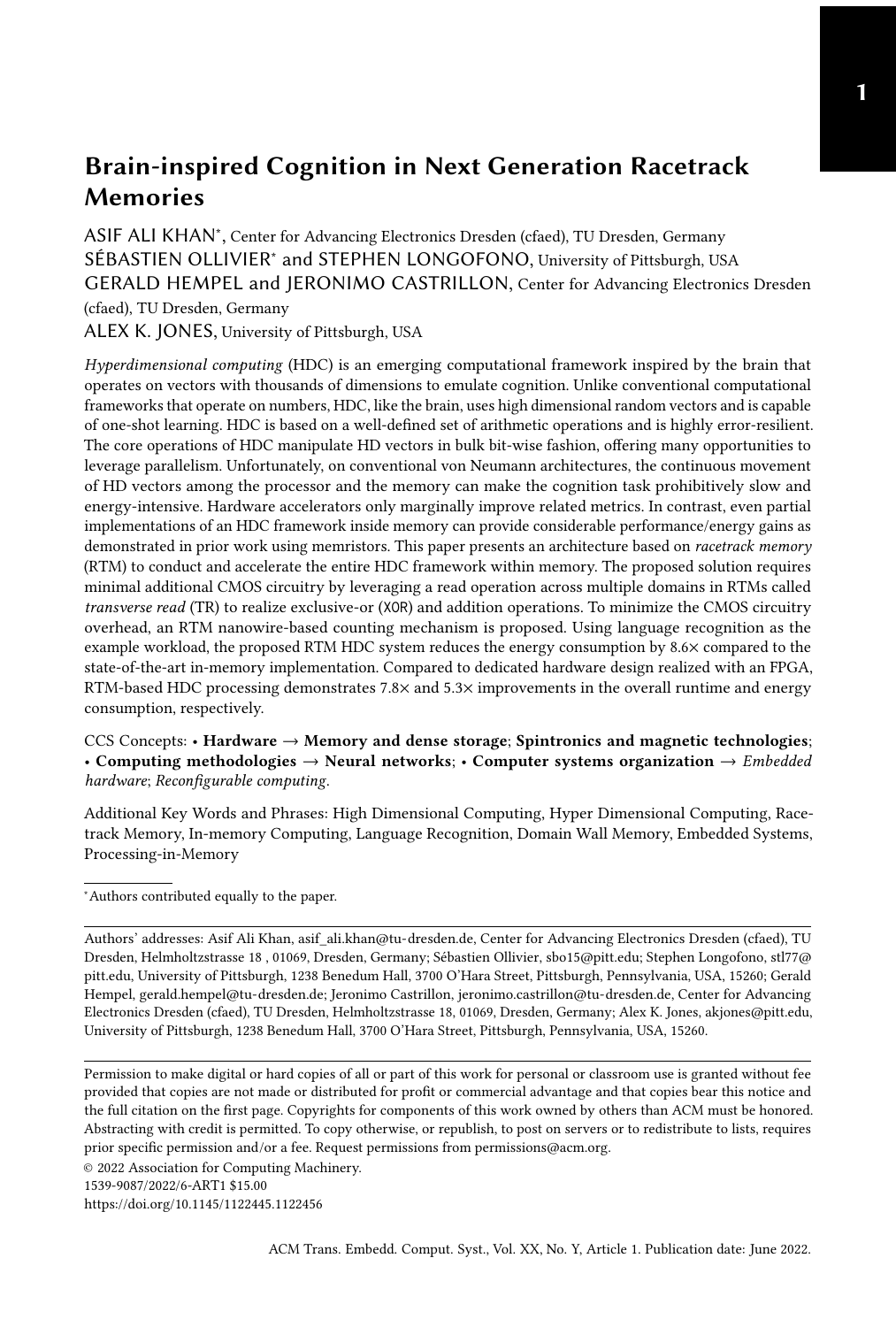# Brain-inspired Cognition in Next Generation Racetrack Memories

ASIF ALI KHAN*, Center for Advancing Electronics Dresden (cfaed), TU Dresden, Germany
SÉBASTIEN OLLIVIER* and STEPHEN LONGOFONO, University of Pittsburgh, USA
GERALD HEMPEL and JERONIMO CASTRILLON, Center for Advancing Electronics Dresden (cfaed), TU Dresden, Germany
ALEX K. JONES, University of Pittsburgh, USA

*Hyperdimensional computing* (HDC) is an emerging computational framework inspired by the brain that operates on vectors with thousands of dimensions to emulate cognition. Unlike conventional computational frameworks that operate on numbers, HDC, like the brain, uses high dimensional random vectors and is capable of one-shot learning. HDC is based on a well-defined set of arithmetic operations and is highly error-resilient. The core operations of HDC manipulate HD vectors in bulk bit-wise fashion, offering many opportunities to leverage parallelism. Unfortunately, on conventional von Neumann architectures, the continuous movement of HD vectors among the processor and the memory can make the cognition task prohibitively slow and energy-intensive. Hardware accelerators only marginally improve related metrics. In contrast, even partial implementations of an HDC framework inside memory can provide considerable performance/energy gains as demonstrated in prior work using memristors. This paper presents an architecture based on *racetrack memory* (RTM) to conduct and accelerate the entire HDC framework within memory. The proposed solution requires minimal additional CMOS circuitry by leveraging a read operation across multiple domains in RTMs called *transverse read* (TR) to realize exclusive-or (XOR) and addition operations. To minimize the CMOS circuitry overhead, an RTM nanowire-based counting mechanism is proposed. Using language recognition as the example workload, the proposed RTM HDC system reduces the energy consumption by 8.6× compared to the state-of-the-art in-memory implementation. Compared to dedicated hardware design realized with an FPGA, RTM-based HDC processing demonstrates 7.8× and 5.3× improvements in the overall runtime and energy consumption, respectively.

CCS Concepts: • **Hardware → Memory and dense storage**; **Spintronics and magnetic technologies**; • **Computing methodologies → Neural networks**; • **Computer systems organization →** *Embedded hardware*; *Reconfigurable computing*.

Additional Key Words and Phrases: High Dimensional Computing, Hyper Dimensional Computing, Racetrack Memory, In-memory Computing, Language Recognition, Domain Wall Memory, Embedded Systems, Processing-in-Memory

*Authors contributed equally to the paper.

Authors' addresses: Asif Ali Khan, asif_ali.khan@tu-dresden.de, Center for Advancing Electronics Dresden (cfaed), TU Dresden, Helmholtzstrasse 18 , 01069, Dresden, Germany; Sébastien Ollivier, sbo15@pitt.edu; Stephen Longofono, stl77@pitt.edu, University of Pittsburgh, 1238 Benedum Hall, 3700 O'Hara Street, Pittsburgh, Pennsylvania, USA, 15260; Gerald Hempel, gerald.hempel@tu-dresden.de; Jeronimo Castrillon, jeronimo.castrillon@tu-dresden.de, Center for Advancing Electronics Dresden (cfaed), TU Dresden, Helmholtzstrasse 18, 01069, Dresden, Germany; Alex K. Jones, akjones@pitt.edu, University of Pittsburgh, 1238 Benedum Hall, 3700 O'Hara Street, Pittsburgh, Pennsylvania, USA, 15260.

Permission to make digital or hard copies of all or part of this work for personal or classroom use is granted without fee provided that copies are not made or distributed for profit or commercial advantage and that copies bear this notice and the full citation on the first page. Copyrights for components of this work owned by others than ACM must be honored. Abstracting with credit is permitted. To copy otherwise, or republish, to post on servers or to redistribute to lists, requires prior specific permission and/or a fee. Request permissions from permissions@acm.org.

© 2022 Association for Computing Machinery.
1539-9087/2022/6-ART1 $15.00
https://doi.org/10.1145/1122445.1122456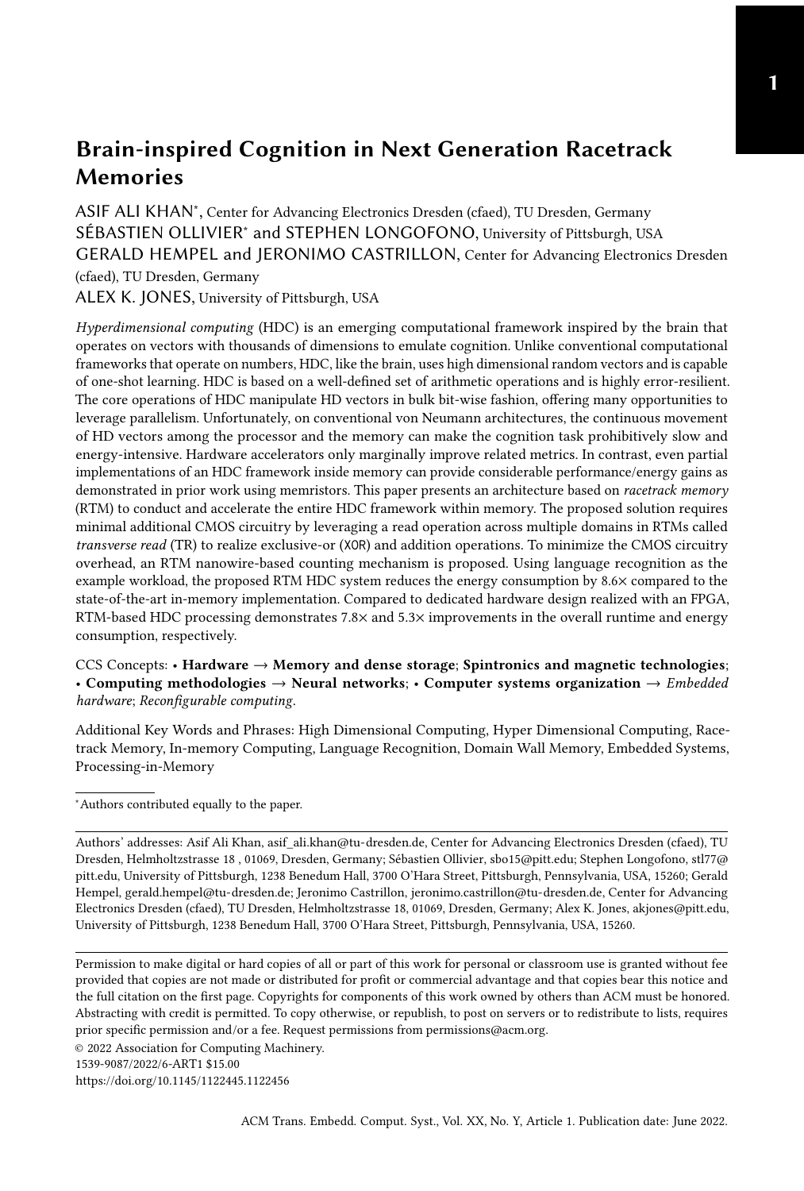# Brain-inspired Cognition in Next Generation Racetrack Memories

ASIF ALI KHAN*, Center for Advancing Electronics Dresden (cfaed), TU Dresden, Germany
SÉBASTIEN OLLIVIER* and STEPHEN LONGOFONO, University of Pittsburgh, USA
GERALD HEMPEL and JERONIMO CASTRILLON, Center for Advancing Electronics Dresden (cfaed), TU Dresden, Germany
ALEX K. JONES, University of Pittsburgh, USA

*Hyperdimensional computing* (HDC) is an emerging computational framework inspired by the brain that operates on vectors with thousands of dimensions to emulate cognition. Unlike conventional computational frameworks that operate on numbers, HDC, like the brain, uses high dimensional random vectors and is capable of one-shot learning. HDC is based on a well-defined set of arithmetic operations and is highly error-resilient. The core operations of HDC manipulate HD vectors in bulk bit-wise fashion, offering many opportunities to leverage parallelism. Unfortunately, on conventional von Neumann architectures, the continuous movement of HD vectors among the processor and the memory can make the cognition task prohibitively slow and energy-intensive. Hardware accelerators only marginally improve related metrics. In contrast, even partial implementations of an HDC framework inside memory can provide considerable performance/energy gains as demonstrated in prior work using memristors. This paper presents an architecture based on *racetrack memory* (RTM) to conduct and accelerate the entire HDC framework within memory. The proposed solution requires minimal additional CMOS circuitry by leveraging a read operation across multiple domains in RTMs called *transverse read* (TR) to realize exclusive-or (XOR) and addition operations. To minimize the CMOS circuitry overhead, an RTM nanowire-based counting mechanism is proposed. Using language recognition as the example workload, the proposed RTM HDC system reduces the energy consumption by 8.6× compared to the state-of-the-art in-memory implementation. Compared to dedicated hardware design realized with an FPGA, RTM-based HDC processing demonstrates 7.8× and 5.3× improvements in the overall runtime and energy consumption, respectively.

CCS Concepts: • **Hardware → Memory and dense storage**; **Spintronics and magnetic technologies**; • **Computing methodologies → Neural networks**; • **Computer systems organization →** *Embedded hardware*; *Reconfigurable computing*.

Additional Key Words and Phrases: High Dimensional Computing, Hyper Dimensional Computing, Racetrack Memory, In-memory Computing, Language Recognition, Domain Wall Memory, Embedded Systems, Processing-in-Memory

*Authors contributed equally to the paper.

Authors' addresses: Asif Ali Khan, asif_ali.khan@tu-dresden.de, Center for Advancing Electronics Dresden (cfaed), TU Dresden, Helmholtzstrasse 18 , 01069, Dresden, Germany; Sébastien Ollivier, sbo15@pitt.edu; Stephen Longofono, stl77@pitt.edu, University of Pittsburgh, 1238 Benedum Hall, 3700 O'Hara Street, Pittsburgh, Pennsylvania, USA, 15260; Gerald Hempel, gerald.hempel@tu-dresden.de; Jeronimo Castrillon, jeronimo.castrillon@tu-dresden.de, Center for Advancing Electronics Dresden (cfaed), TU Dresden, Helmholtzstrasse 18, 01069, Dresden, Germany; Alex K. Jones, akjones@pitt.edu, University of Pittsburgh, 1238 Benedum Hall, 3700 O'Hara Street, Pittsburgh, Pennsylvania, USA, 15260.

Permission to make digital or hard copies of all or part of this work for personal or classroom use is granted without fee provided that copies are not made or distributed for profit or commercial advantage and that copies bear this notice and the full citation on the first page. Copyrights for components of this work owned by others than ACM must be honored. Abstracting with credit is permitted. To copy otherwise, or republish, to post on servers or to redistribute to lists, requires prior specific permission and/or a fee. Request permissions from permissions@acm.org.

© 2022 Association for Computing Machinery.
1539-9087/2022/6-ART1 $15.00
https://doi.org/10.1145/1122445.1122456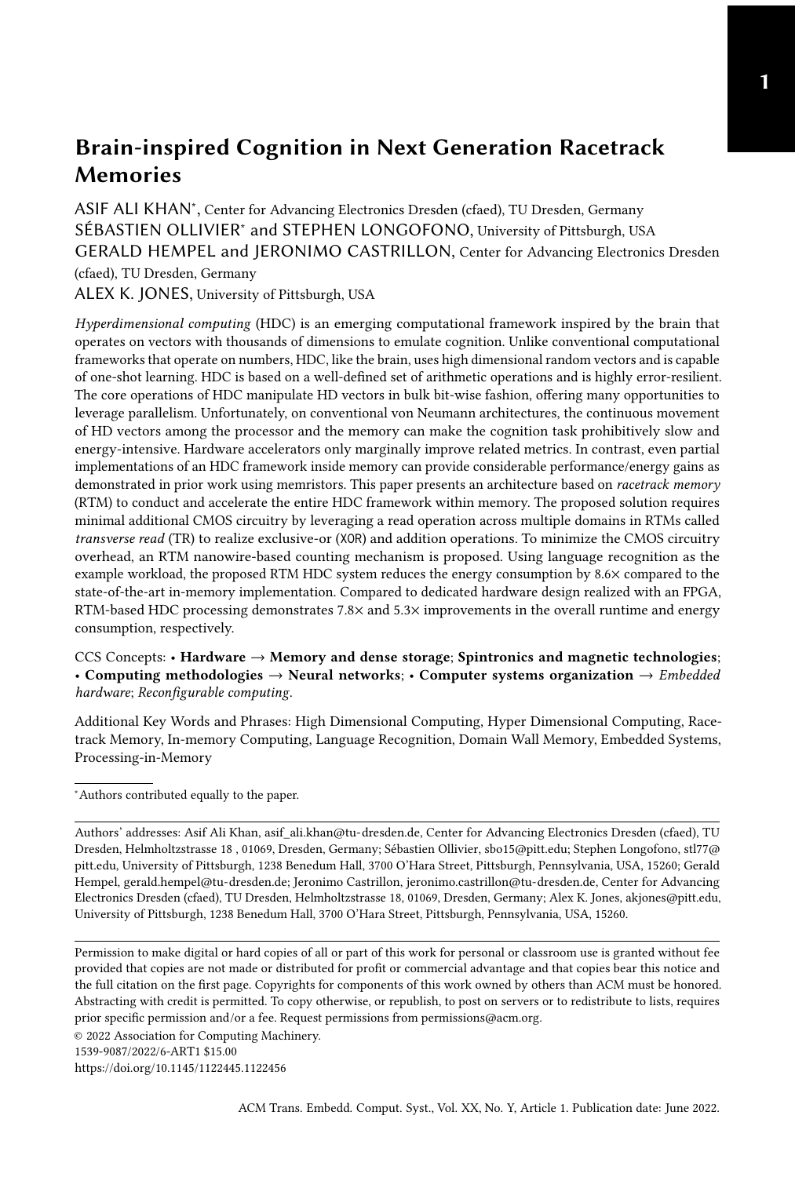# Brain-inspired Cognition in Next Generation Racetrack Memories

ASIF ALI KHAN*, Center for Advancing Electronics Dresden (cfaed), TU Dresden, Germany
SÉBASTIEN OLLIVIER* and STEPHEN LONGOFONO, University of Pittsburgh, USA
GERALD HEMPEL and JERONIMO CASTRILLON, Center for Advancing Electronics Dresden (cfaed), TU Dresden, Germany
ALEX K. JONES, University of Pittsburgh, USA

*Hyperdimensional computing* (HDC) is an emerging computational framework inspired by the brain that operates on vectors with thousands of dimensions to emulate cognition. Unlike conventional computational frameworks that operate on numbers, HDC, like the brain, uses high dimensional random vectors and is capable of one-shot learning. HDC is based on a well-defined set of arithmetic operations and is highly error-resilient. The core operations of HDC manipulate HD vectors in bulk bit-wise fashion, offering many opportunities to leverage parallelism. Unfortunately, on conventional von Neumann architectures, the continuous movement of HD vectors among the processor and the memory can make the cognition task prohibitively slow and energy-intensive. Hardware accelerators only marginally improve related metrics. In contrast, even partial implementations of an HDC framework inside memory can provide considerable performance/energy gains as demonstrated in prior work using memristors. This paper presents an architecture based on *racetrack memory* (RTM) to conduct and accelerate the entire HDC framework within memory. The proposed solution requires minimal additional CMOS circuitry by leveraging a read operation across multiple domains in RTMs called *transverse read* (TR) to realize exclusive-or (XOR) and addition operations. To minimize the CMOS circuitry overhead, an RTM nanowire-based counting mechanism is proposed. Using language recognition as the example workload, the proposed RTM HDC system reduces the energy consumption by 8.6× compared to the state-of-the-art in-memory implementation. Compared to dedicated hardware design realized with an FPGA, RTM-based HDC processing demonstrates 7.8× and 5.3× improvements in the overall runtime and energy consumption, respectively.

CCS Concepts: • **Hardware → Memory and dense storage**; **Spintronics and magnetic technologies**; • **Computing methodologies → Neural networks**; • **Computer systems organization →** *Embedded hardware*; *Reconfigurable computing*.

Additional Key Words and Phrases: High Dimensional Computing, Hyper Dimensional Computing, Racetrack Memory, In-memory Computing, Language Recognition, Domain Wall Memory, Embedded Systems, Processing-in-Memory

*Authors contributed equally to the paper.

Authors' addresses: Asif Ali Khan, asif_ali.khan@tu-dresden.de, Center for Advancing Electronics Dresden (cfaed), TU Dresden, Helmholtzstrasse 18 , 01069, Dresden, Germany; Sébastien Ollivier, sbo15@pitt.edu; Stephen Longofono, stl77@pitt.edu, University of Pittsburgh, 1238 Benedum Hall, 3700 O'Hara Street, Pittsburgh, Pennsylvania, USA, 15260; Gerald Hempel, gerald.hempel@tu-dresden.de; Jeronimo Castrillon, jeronimo.castrillon@tu-dresden.de, Center for Advancing Electronics Dresden (cfaed), TU Dresden, Helmholtzstrasse 18, 01069, Dresden, Germany; Alex K. Jones, akjones@pitt.edu, University of Pittsburgh, 1238 Benedum Hall, 3700 O'Hara Street, Pittsburgh, Pennsylvania, USA, 15260.

Permission to make digital or hard copies of all or part of this work for personal or classroom use is granted without fee provided that copies are not made or distributed for profit or commercial advantage and that copies bear this notice and the full citation on the first page. Copyrights for components of this work owned by others than ACM must be honored. Abstracting with credit is permitted. To copy otherwise, or republish, to post on servers or to redistribute to lists, requires prior specific permission and/or a fee. Request permissions from permissions@acm.org.

© 2022 Association for Computing Machinery.
1539-9087/2022/6-ART1 $15.00
https://doi.org/10.1145/1122445.1122456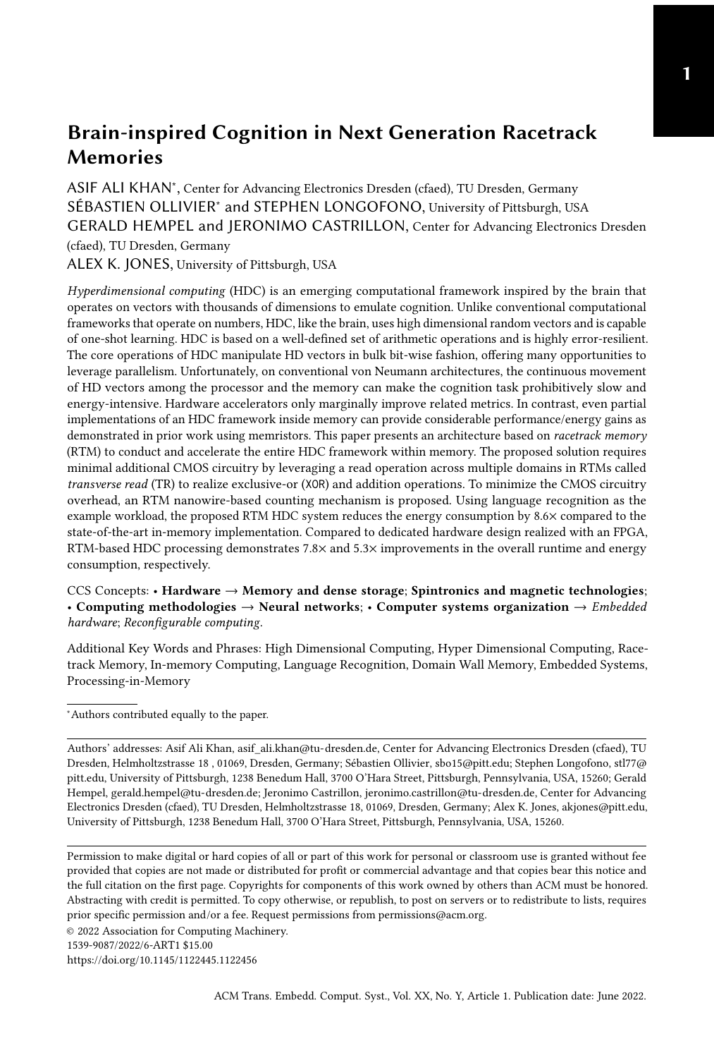# Brain-inspired Cognition in Next Generation Racetrack Memories

ASIF ALI KHAN*, Center for Advancing Electronics Dresden (cfaed), TU Dresden, Germany
SÉBASTIEN OLLIVIER* and STEPHEN LONGOFONO, University of Pittsburgh, USA
GERALD HEMPEL and JERONIMO CASTRILLON, Center for Advancing Electronics Dresden (cfaed), TU Dresden, Germany
ALEX K. JONES, University of Pittsburgh, USA

*Hyperdimensional computing* (HDC) is an emerging computational framework inspired by the brain that operates on vectors with thousands of dimensions to emulate cognition. Unlike conventional computational frameworks that operate on numbers, HDC, like the brain, uses high dimensional random vectors and is capable of one-shot learning. HDC is based on a well-defined set of arithmetic operations and is highly error-resilient. The core operations of HDC manipulate HD vectors in bulk bit-wise fashion, offering many opportunities to leverage parallelism. Unfortunately, on conventional von Neumann architectures, the continuous movement of HD vectors among the processor and the memory can make the cognition task prohibitively slow and energy-intensive. Hardware accelerators only marginally improve related metrics. In contrast, even partial implementations of an HDC framework inside memory can provide considerable performance/energy gains as demonstrated in prior work using memristors. This paper presents an architecture based on *racetrack memory* (RTM) to conduct and accelerate the entire HDC framework within memory. The proposed solution requires minimal additional CMOS circuitry by leveraging a read operation across multiple domains in RTMs called *transverse read* (TR) to realize exclusive-or (XOR) and addition operations. To minimize the CMOS circuitry overhead, an RTM nanowire-based counting mechanism is proposed. Using language recognition as the example workload, the proposed RTM HDC system reduces the energy consumption by 8.6× compared to the state-of-the-art in-memory implementation. Compared to dedicated hardware design realized with an FPGA, RTM-based HDC processing demonstrates 7.8× and 5.3× improvements in the overall runtime and energy consumption, respectively.

CCS Concepts: • **Hardware → Memory and dense storage**; **Spintronics and magnetic technologies**; • **Computing methodologies → Neural networks**; • **Computer systems organization →** *Embedded hardware*; *Reconfigurable computing*.

Additional Key Words and Phrases: High Dimensional Computing, Hyper Dimensional Computing, Racetrack Memory, In-memory Computing, Language Recognition, Domain Wall Memory, Embedded Systems, Processing-in-Memory

*Authors contributed equally to the paper.

Authors' addresses: Asif Ali Khan, asif_ali.khan@tu-dresden.de, Center for Advancing Electronics Dresden (cfaed), TU Dresden, Helmholtzstrasse 18 , 01069, Dresden, Germany; Sébastien Ollivier, sbo15@pitt.edu; Stephen Longofono, stl77@pitt.edu, University of Pittsburgh, 1238 Benedum Hall, 3700 O'Hara Street, Pittsburgh, Pennsylvania, USA, 15260; Gerald Hempel, gerald.hempel@tu-dresden.de; Jeronimo Castrillon, jeronimo.castrillon@tu-dresden.de, Center for Advancing Electronics Dresden (cfaed), TU Dresden, Helmholtzstrasse 18, 01069, Dresden, Germany; Alex K. Jones, akjones@pitt.edu, University of Pittsburgh, 1238 Benedum Hall, 3700 O'Hara Street, Pittsburgh, Pennsylvania, USA, 15260.

Permission to make digital or hard copies of all or part of this work for personal or classroom use is granted without fee provided that copies are not made or distributed for profit or commercial advantage and that copies bear this notice and the full citation on the first page. Copyrights for components of this work owned by others than ACM must be honored. Abstracting with credit is permitted. To copy otherwise, or republish, to post on servers or to redistribute to lists, requires prior specific permission and/or a fee. Request permissions from permissions@acm.org.

© 2022 Association for Computing Machinery.
1539-9087/2022/6-ART1 $15.00
https://doi.org/10.1145/1122445.1122456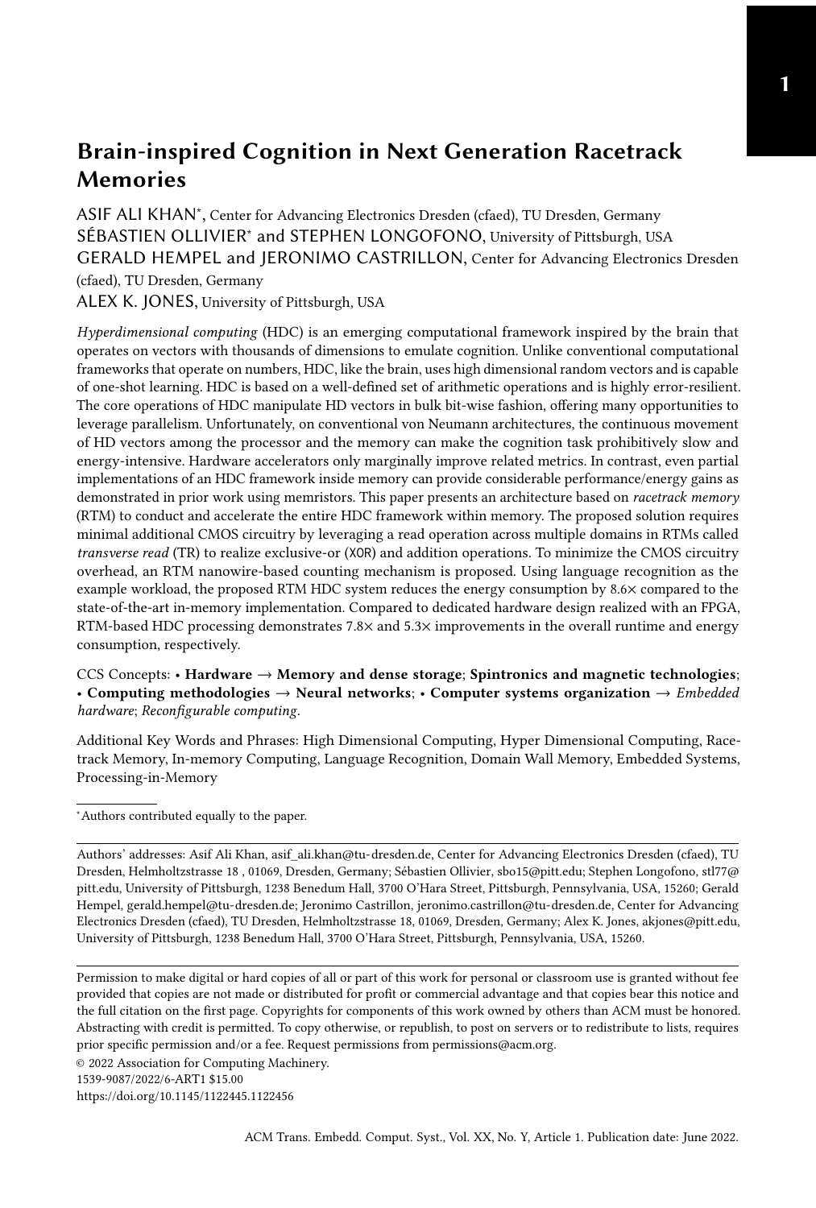# Brain-inspired Cognition in Next Generation Racetrack Memories

ASIF ALI KHAN*, Center for Advancing Electronics Dresden (cfaed), TU Dresden, Germany
SÉBASTIEN OLLIVIER* and STEPHEN LONGOFONO, University of Pittsburgh, USA
GERALD HEMPEL and JERONIMO CASTRILLON, Center for Advancing Electronics Dresden (cfaed), TU Dresden, Germany
ALEX K. JONES, University of Pittsburgh, USA

*Hyperdimensional computing* (HDC) is an emerging computational framework inspired by the brain that operates on vectors with thousands of dimensions to emulate cognition. Unlike conventional computational frameworks that operate on numbers, HDC, like the brain, uses high dimensional random vectors and is capable of one-shot learning. HDC is based on a well-defined set of arithmetic operations and is highly error-resilient. The core operations of HDC manipulate HD vectors in bulk bit-wise fashion, offering many opportunities to leverage parallelism. Unfortunately, on conventional von Neumann architectures, the continuous movement of HD vectors among the processor and the memory can make the cognition task prohibitively slow and energy-intensive. Hardware accelerators only marginally improve related metrics. In contrast, even partial implementations of an HDC framework inside memory can provide considerable performance/energy gains as demonstrated in prior work using memristors. This paper presents an architecture based on *racetrack memory* (RTM) to conduct and accelerate the entire HDC framework within memory. The proposed solution requires minimal additional CMOS circuitry by leveraging a read operation across multiple domains in RTMs called *transverse read* (TR) to realize exclusive-or (XOR) and addition operations. To minimize the CMOS circuitry overhead, an RTM nanowire-based counting mechanism is proposed. Using language recognition as the example workload, the proposed RTM HDC system reduces the energy consumption by 8.6× compared to the state-of-the-art in-memory implementation. Compared to dedicated hardware design realized with an FPGA, RTM-based HDC processing demonstrates 7.8× and 5.3× improvements in the overall runtime and energy consumption, respectively.

CCS Concepts: • **Hardware → Memory and dense storage**; **Spintronics and magnetic technologies**; • **Computing methodologies → Neural networks**; • **Computer systems organization →** *Embedded hardware*; *Reconfigurable computing*.

Additional Key Words and Phrases: High Dimensional Computing, Hyper Dimensional Computing, Racetrack Memory, In-memory Computing, Language Recognition, Domain Wall Memory, Embedded Systems, Processing-in-Memory

*Authors contributed equally to the paper.

Authors' addresses: Asif Ali Khan, asif_ali.khan@tu-dresden.de, Center for Advancing Electronics Dresden (cfaed), TU Dresden, Helmholtzstrasse 18 , 01069, Dresden, Germany; Sébastien Ollivier, sbo15@pitt.edu; Stephen Longofono, stl77@pitt.edu, University of Pittsburgh, 1238 Benedum Hall, 3700 O'Hara Street, Pittsburgh, Pennsylvania, USA, 15260; Gerald Hempel, gerald.hempel@tu-dresden.de; Jeronimo Castrillon, jeronimo.castrillon@tu-dresden.de, Center for Advancing Electronics Dresden (cfaed), TU Dresden, Helmholtzstrasse 18, 01069, Dresden, Germany; Alex K. Jones, akjones@pitt.edu, University of Pittsburgh, 1238 Benedum Hall, 3700 O'Hara Street, Pittsburgh, Pennsylvania, USA, 15260.

Permission to make digital or hard copies of all or part of this work for personal or classroom use is granted without fee provided that copies are not made or distributed for profit or commercial advantage and that copies bear this notice and the full citation on the first page. Copyrights for components of this work owned by others than ACM must be honored. Abstracting with credit is permitted. To copy otherwise, or republish, to post on servers or to redistribute to lists, requires prior specific permission and/or a fee. Request permissions from permissions@acm.org.

© 2022 Association for Computing Machinery.
1539-9087/2022/6-ART1 $15.00
https://doi.org/10.1145/1122445.1122456